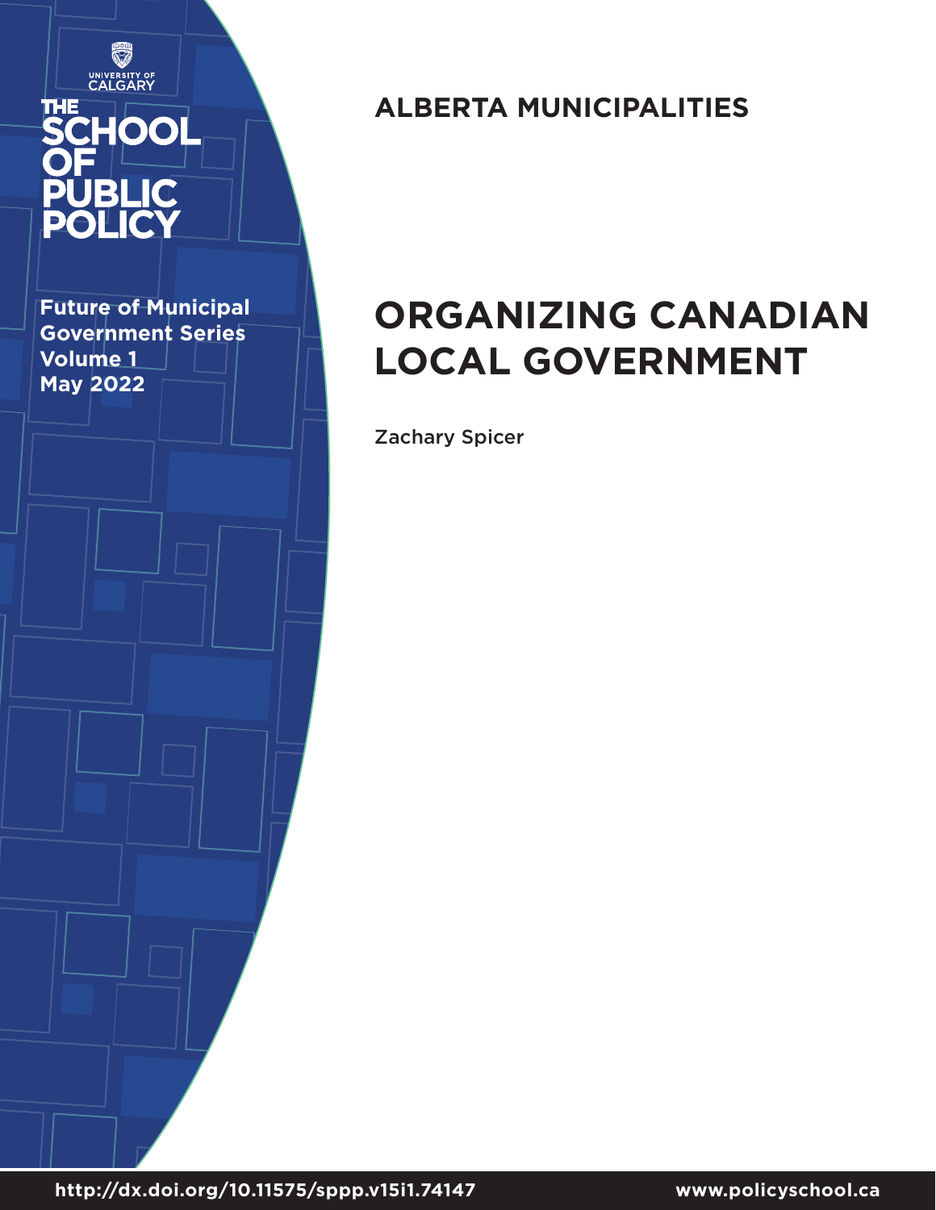UNIVERSITY OF CALGARY

THE SCHOOL OF PUBLIC POLICY

**Future of Municipal Government Series**
**Volume 1**
**May 2022**

## ALBERTA MUNICIPALITIES

# ORGANIZING CANADIAN LOCAL GOVERNMENT

Zachary Spicer

**http://dx.doi.org/10.11575/sppp.v15i1.74147**

**www.policyschool.ca**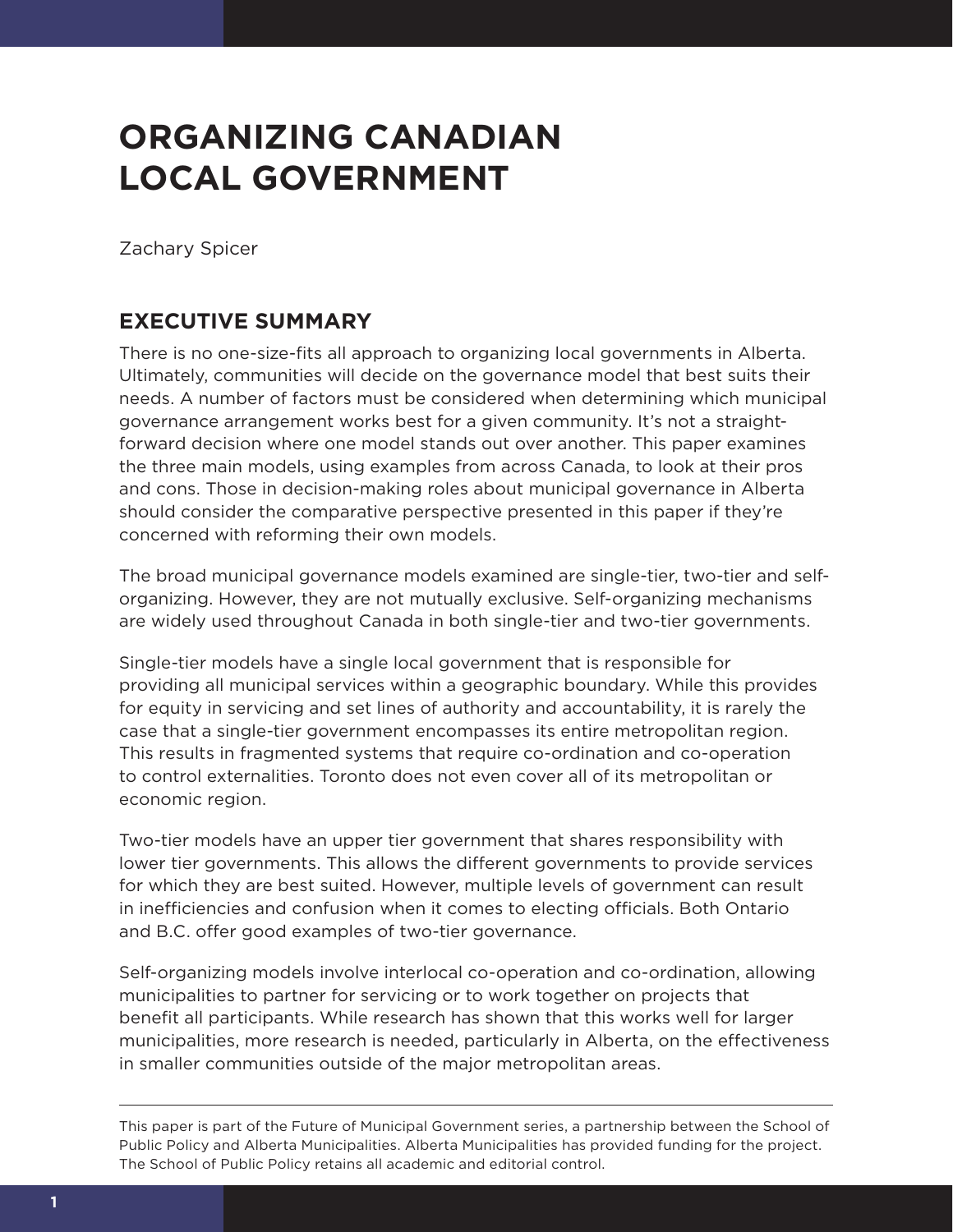# ORGANIZING CANADIAN LOCAL GOVERNMENT

Zachary Spicer

## EXECUTIVE SUMMARY

There is no one-size-fits all approach to organizing local governments in Alberta. Ultimately, communities will decide on the governance model that best suits their needs. A number of factors must be considered when determining which municipal governance arrangement works best for a given community. It's not a straight-forward decision where one model stands out over another. This paper examines the three main models, using examples from across Canada, to look at their pros and cons. Those in decision-making roles about municipal governance in Alberta should consider the comparative perspective presented in this paper if they're concerned with reforming their own models.

The broad municipal governance models examined are single-tier, two-tier and self-organizing. However, they are not mutually exclusive. Self-organizing mechanisms are widely used throughout Canada in both single-tier and two-tier governments.

Single-tier models have a single local government that is responsible for providing all municipal services within a geographic boundary. While this provides for equity in servicing and set lines of authority and accountability, it is rarely the case that a single-tier government encompasses its entire metropolitan region. This results in fragmented systems that require co-ordination and co-operation to control externalities. Toronto does not even cover all of its metropolitan or economic region.

Two-tier models have an upper tier government that shares responsibility with lower tier governments. This allows the different governments to provide services for which they are best suited. However, multiple levels of government can result in inefficiencies and confusion when it comes to electing officials. Both Ontario and B.C. offer good examples of two-tier governance.

Self-organizing models involve interlocal co-operation and co-ordination, allowing municipalities to partner for servicing or to work together on projects that benefit all participants. While research has shown that this works well for larger municipalities, more research is needed, particularly in Alberta, on the effectiveness in smaller communities outside of the major metropolitan areas.

---

This paper is part of the Future of Municipal Government series, a partnership between the School of Public Policy and Alberta Municipalities. Alberta Municipalities has provided funding for the project. The School of Public Policy retains all academic and editorial control.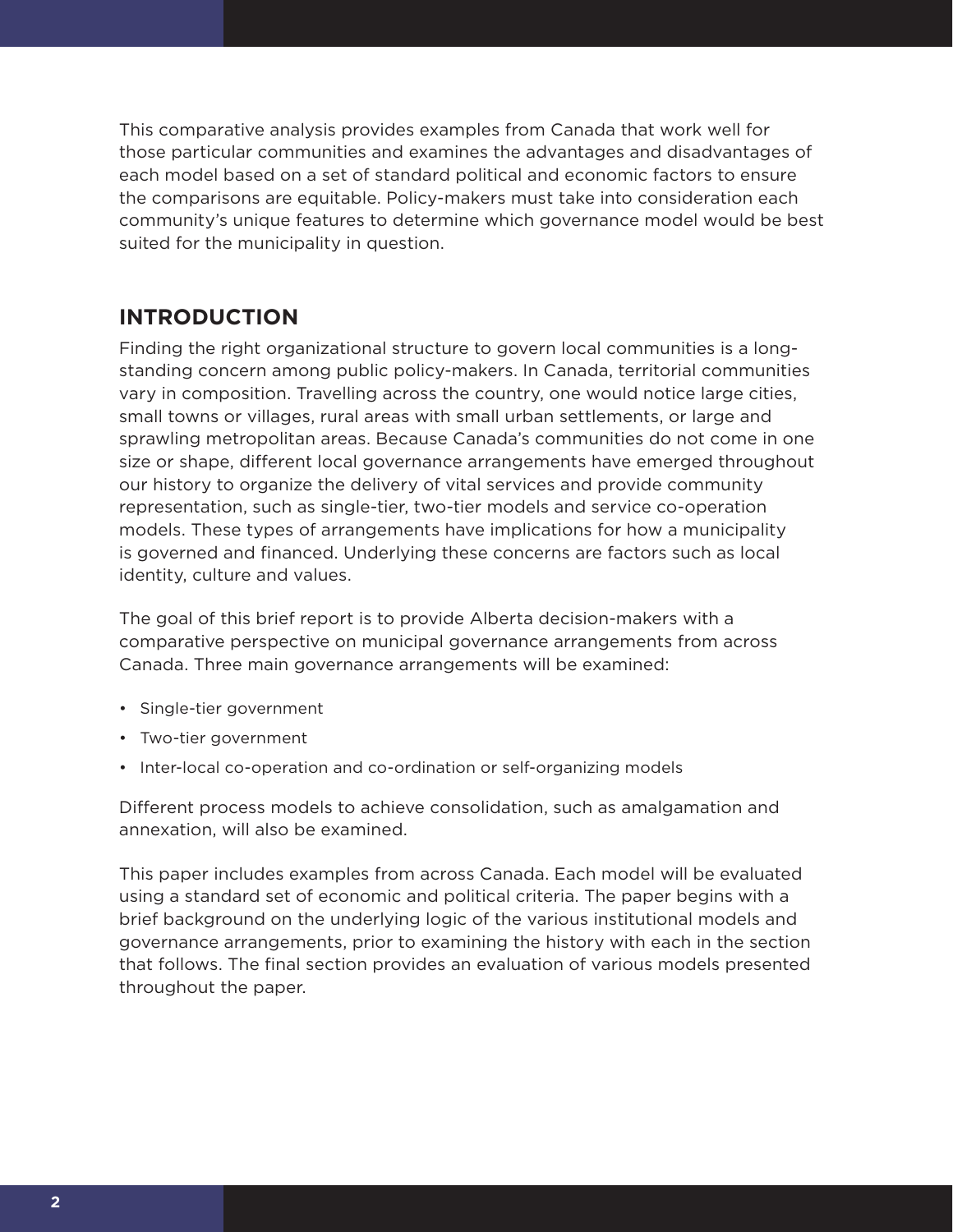This comparative analysis provides examples from Canada that work well for those particular communities and examines the advantages and disadvantages of each model based on a set of standard political and economic factors to ensure the comparisons are equitable. Policy-makers must take into consideration each community's unique features to determine which governance model would be best suited for the municipality in question.

## INTRODUCTION

Finding the right organizational structure to govern local communities is a long-standing concern among public policy-makers. In Canada, territorial communities vary in composition. Travelling across the country, one would notice large cities, small towns or villages, rural areas with small urban settlements, or large and sprawling metropolitan areas. Because Canada's communities do not come in one size or shape, different local governance arrangements have emerged throughout our history to organize the delivery of vital services and provide community representation, such as single-tier, two-tier models and service co-operation models. These types of arrangements have implications for how a municipality is governed and financed. Underlying these concerns are factors such as local identity, culture and values.

The goal of this brief report is to provide Alberta decision-makers with a comparative perspective on municipal governance arrangements from across Canada. Three main governance arrangements will be examined:

- Single-tier government
- Two-tier government
- Inter-local co-operation and co-ordination or self-organizing models

Different process models to achieve consolidation, such as amalgamation and annexation, will also be examined.

This paper includes examples from across Canada. Each model will be evaluated using a standard set of economic and political criteria. The paper begins with a brief background on the underlying logic of the various institutional models and governance arrangements, prior to examining the history with each in the section that follows. The final section provides an evaluation of various models presented throughout the paper.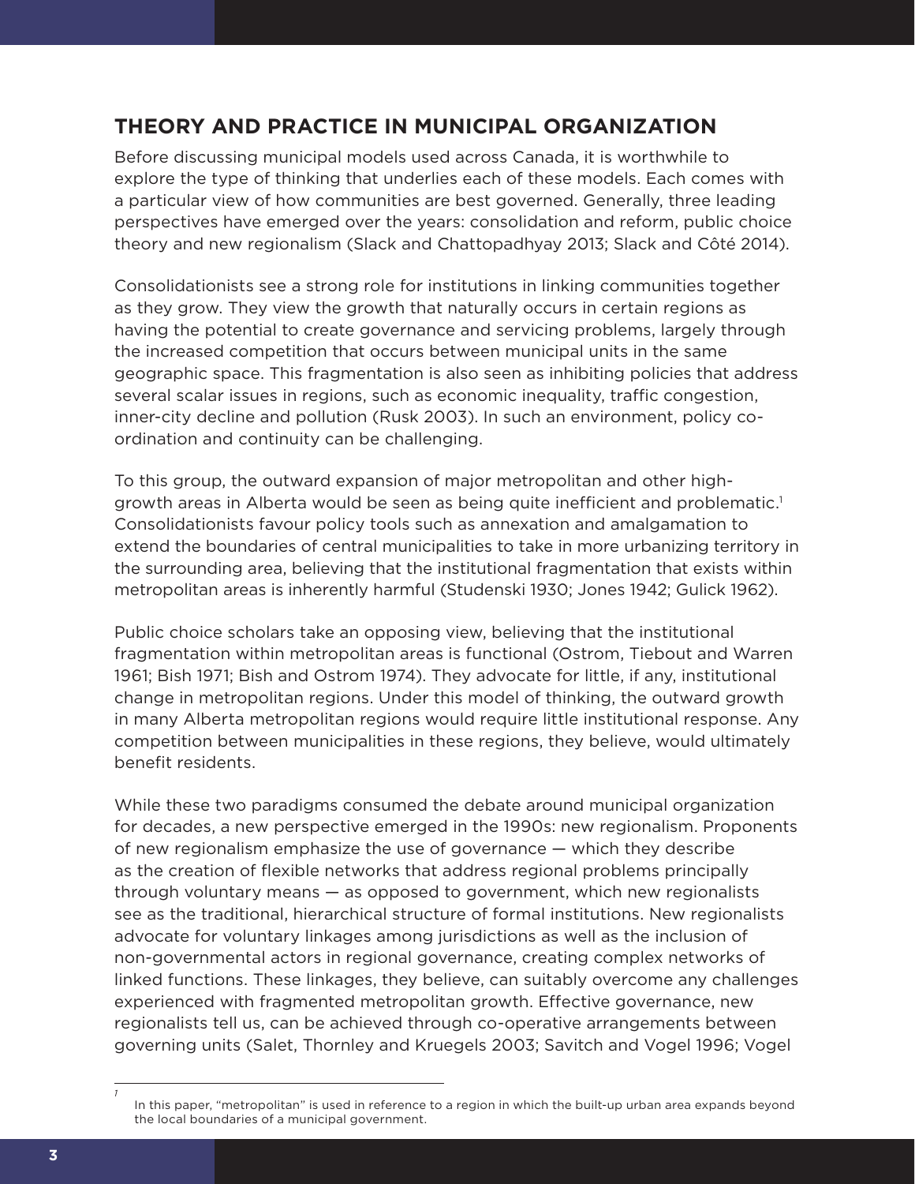## THEORY AND PRACTICE IN MUNICIPAL ORGANIZATION

Before discussing municipal models used across Canada, it is worthwhile to explore the type of thinking that underlies each of these models. Each comes with a particular view of how communities are best governed. Generally, three leading perspectives have emerged over the years: consolidation and reform, public choice theory and new regionalism (Slack and Chattopadhyay 2013; Slack and Côté 2014).

Consolidationists see a strong role for institutions in linking communities together as they grow. They view the growth that naturally occurs in certain regions as having the potential to create governance and servicing problems, largely through the increased competition that occurs between municipal units in the same geographic space. This fragmentation is also seen as inhibiting policies that address several scalar issues in regions, such as economic inequality, traffic congestion, inner-city decline and pollution (Rusk 2003). In such an environment, policy co-ordination and continuity can be challenging.

To this group, the outward expansion of major metropolitan and other high-growth areas in Alberta would be seen as being quite inefficient and problematic.[1] Consolidationists favour policy tools such as annexation and amalgamation to extend the boundaries of central municipalities to take in more urbanizing territory in the surrounding area, believing that the institutional fragmentation that exists within metropolitan areas is inherently harmful (Studenski 1930; Jones 1942; Gulick 1962).

Public choice scholars take an opposing view, believing that the institutional fragmentation within metropolitan areas is functional (Ostrom, Tiebout and Warren 1961; Bish 1971; Bish and Ostrom 1974). They advocate for little, if any, institutional change in metropolitan regions. Under this model of thinking, the outward growth in many Alberta metropolitan regions would require little institutional response. Any competition between municipalities in these regions, they believe, would ultimately benefit residents.

While these two paradigms consumed the debate around municipal organization for decades, a new perspective emerged in the 1990s: new regionalism. Proponents of new regionalism emphasize the use of governance — which they describe as the creation of flexible networks that address regional problems principally through voluntary means — as opposed to government, which new regionalists see as the traditional, hierarchical structure of formal institutions. New regionalists advocate for voluntary linkages among jurisdictions as well as the inclusion of non-governmental actors in regional governance, creating complex networks of linked functions. These linkages, they believe, can suitably overcome any challenges experienced with fragmented metropolitan growth. Effective governance, new regionalists tell us, can be achieved through co-operative arrangements between governing units (Salet, Thornley and Kruegels 2003; Savitch and Vogel 1996; Vogel

---

[1] In this paper, "metropolitan" is used in reference to a region in which the built-up urban area expands beyond the local boundaries of a municipal government.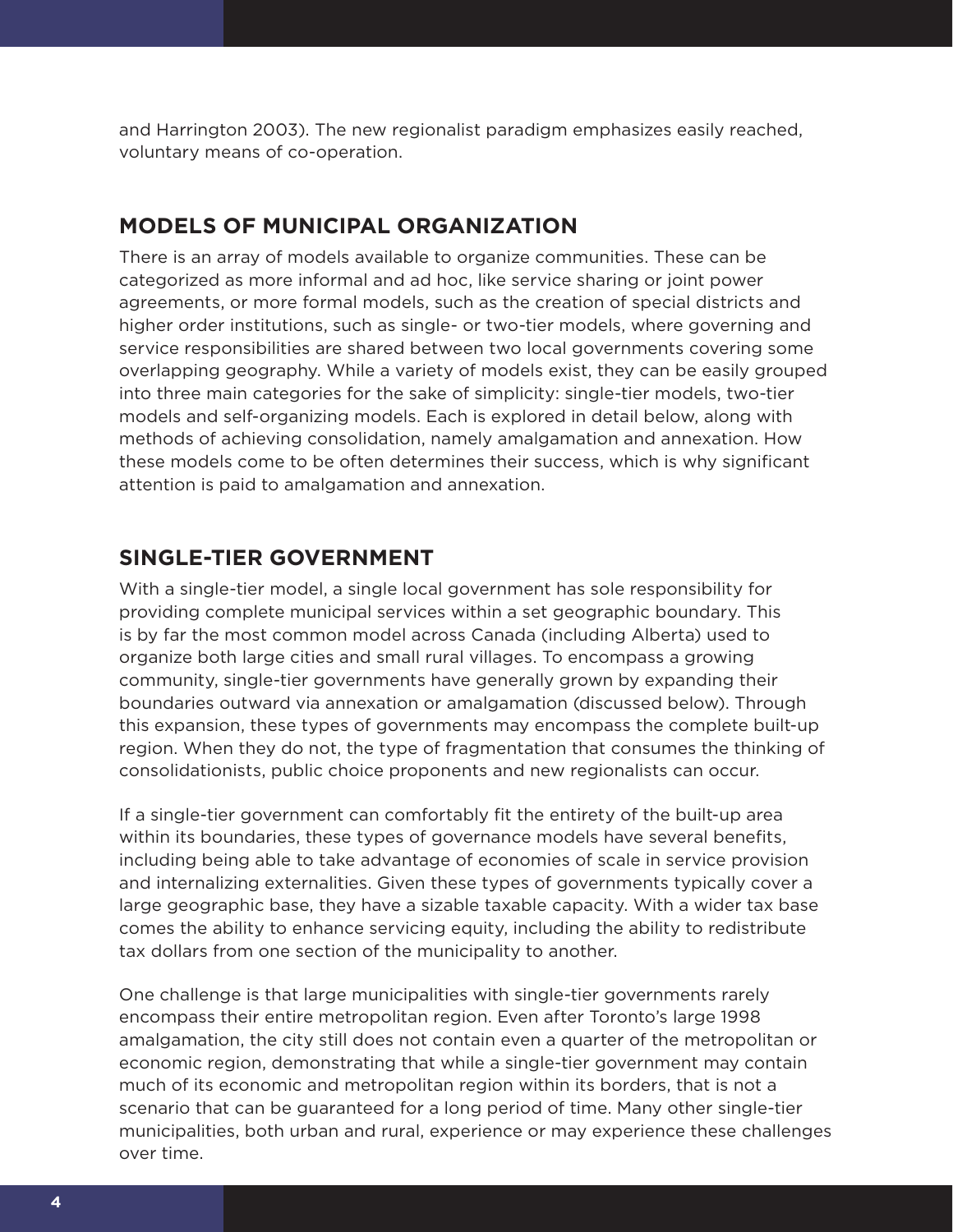and Harrington 2003). The new regionalist paradigm emphasizes easily reached, voluntary means of co-operation.

## MODELS OF MUNICIPAL ORGANIZATION

There is an array of models available to organize communities. These can be categorized as more informal and ad hoc, like service sharing or joint power agreements, or more formal models, such as the creation of special districts and higher order institutions, such as single- or two-tier models, where governing and service responsibilities are shared between two local governments covering some overlapping geography. While a variety of models exist, they can be easily grouped into three main categories for the sake of simplicity: single-tier models, two-tier models and self-organizing models. Each is explored in detail below, along with methods of achieving consolidation, namely amalgamation and annexation. How these models come to be often determines their success, which is why significant attention is paid to amalgamation and annexation.

## SINGLE-TIER GOVERNMENT

With a single-tier model, a single local government has sole responsibility for providing complete municipal services within a set geographic boundary. This is by far the most common model across Canada (including Alberta) used to organize both large cities and small rural villages. To encompass a growing community, single-tier governments have generally grown by expanding their boundaries outward via annexation or amalgamation (discussed below). Through this expansion, these types of governments may encompass the complete built-up region. When they do not, the type of fragmentation that consumes the thinking of consolidationists, public choice proponents and new regionalists can occur.

If a single-tier government can comfortably fit the entirety of the built-up area within its boundaries, these types of governance models have several benefits, including being able to take advantage of economies of scale in service provision and internalizing externalities. Given these types of governments typically cover a large geographic base, they have a sizable taxable capacity. With a wider tax base comes the ability to enhance servicing equity, including the ability to redistribute tax dollars from one section of the municipality to another.

One challenge is that large municipalities with single-tier governments rarely encompass their entire metropolitan region. Even after Toronto's large 1998 amalgamation, the city still does not contain even a quarter of the metropolitan or economic region, demonstrating that while a single-tier government may contain much of its economic and metropolitan region within its borders, that is not a scenario that can be guaranteed for a long period of time. Many other single-tier municipalities, both urban and rural, experience or may experience these challenges over time.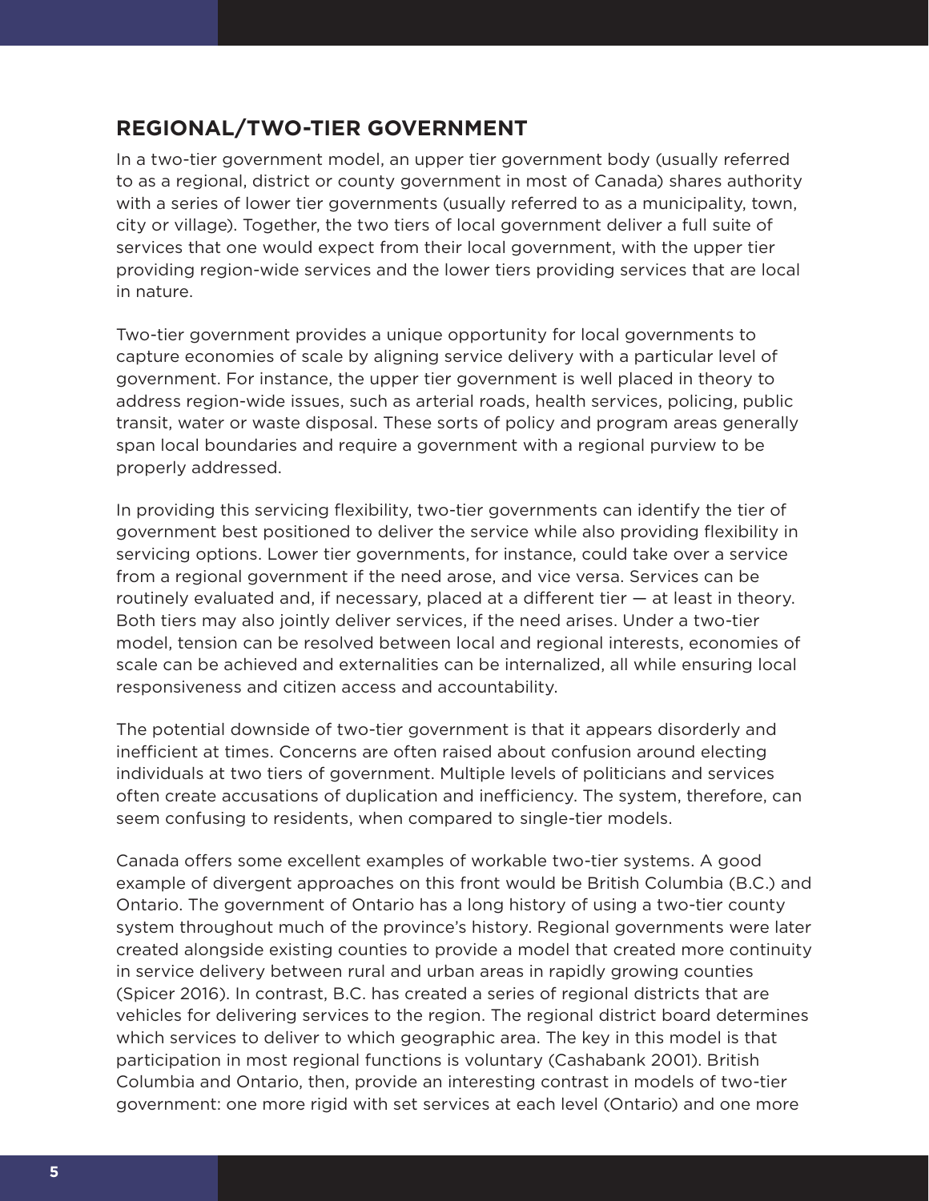## REGIONAL/TWO-TIER GOVERNMENT

In a two-tier government model, an upper tier government body (usually referred to as a regional, district or county government in most of Canada) shares authority with a series of lower tier governments (usually referred to as a municipality, town, city or village). Together, the two tiers of local government deliver a full suite of services that one would expect from their local government, with the upper tier providing region-wide services and the lower tiers providing services that are local in nature.

Two-tier government provides a unique opportunity for local governments to capture economies of scale by aligning service delivery with a particular level of government. For instance, the upper tier government is well placed in theory to address region-wide issues, such as arterial roads, health services, policing, public transit, water or waste disposal. These sorts of policy and program areas generally span local boundaries and require a government with a regional purview to be properly addressed.

In providing this servicing flexibility, two-tier governments can identify the tier of government best positioned to deliver the service while also providing flexibility in servicing options. Lower tier governments, for instance, could take over a service from a regional government if the need arose, and vice versa. Services can be routinely evaluated and, if necessary, placed at a different tier — at least in theory. Both tiers may also jointly deliver services, if the need arises. Under a two-tier model, tension can be resolved between local and regional interests, economies of scale can be achieved and externalities can be internalized, all while ensuring local responsiveness and citizen access and accountability.

The potential downside of two-tier government is that it appears disorderly and inefficient at times. Concerns are often raised about confusion around electing individuals at two tiers of government. Multiple levels of politicians and services often create accusations of duplication and inefficiency. The system, therefore, can seem confusing to residents, when compared to single-tier models.

Canada offers some excellent examples of workable two-tier systems. A good example of divergent approaches on this front would be British Columbia (B.C.) and Ontario. The government of Ontario has a long history of using a two-tier county system throughout much of the province's history. Regional governments were later created alongside existing counties to provide a model that created more continuity in service delivery between rural and urban areas in rapidly growing counties (Spicer 2016). In contrast, B.C. has created a series of regional districts that are vehicles for delivering services to the region. The regional district board determines which services to deliver to which geographic area. The key in this model is that participation in most regional functions is voluntary (Cashabank 2001). British Columbia and Ontario, then, provide an interesting contrast in models of two-tier government: one more rigid with set services at each level (Ontario) and one more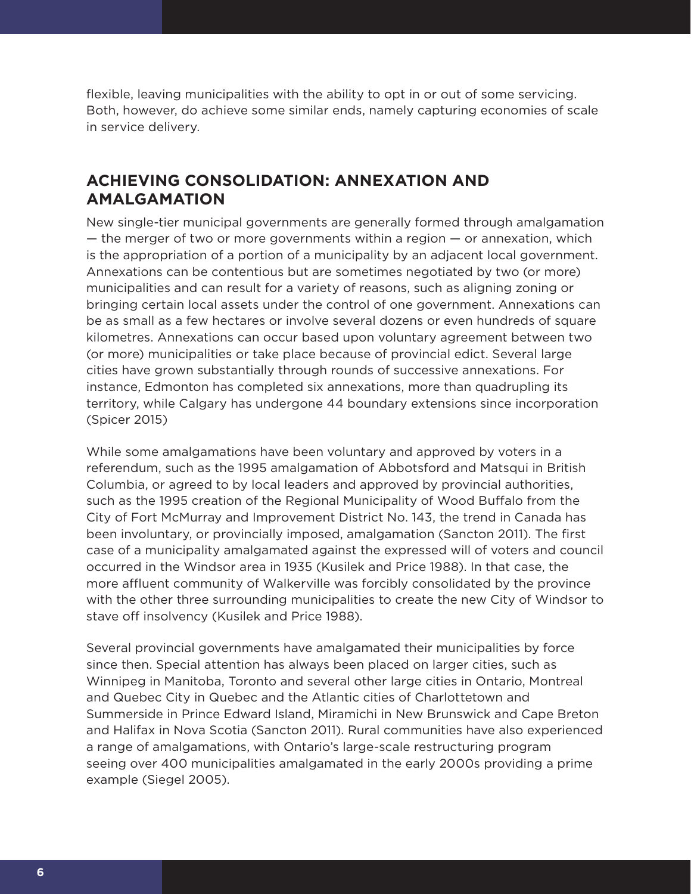flexible, leaving municipalities with the ability to opt in or out of some servicing. Both, however, do achieve some similar ends, namely capturing economies of scale in service delivery.

## ACHIEVING CONSOLIDATION: ANNEXATION AND AMALGAMATION

New single-tier municipal governments are generally formed through amalgamation — the merger of two or more governments within a region — or annexation, which is the appropriation of a portion of a municipality by an adjacent local government. Annexations can be contentious but are sometimes negotiated by two (or more) municipalities and can result for a variety of reasons, such as aligning zoning or bringing certain local assets under the control of one government. Annexations can be as small as a few hectares or involve several dozens or even hundreds of square kilometres. Annexations can occur based upon voluntary agreement between two (or more) municipalities or take place because of provincial edict. Several large cities have grown substantially through rounds of successive annexations. For instance, Edmonton has completed six annexations, more than quadrupling its territory, while Calgary has undergone 44 boundary extensions since incorporation (Spicer 2015)

While some amalgamations have been voluntary and approved by voters in a referendum, such as the 1995 amalgamation of Abbotsford and Matsqui in British Columbia, or agreed to by local leaders and approved by provincial authorities, such as the 1995 creation of the Regional Municipality of Wood Buffalo from the City of Fort McMurray and Improvement District No. 143, the trend in Canada has been involuntary, or provincially imposed, amalgamation (Sancton 2011). The first case of a municipality amalgamated against the expressed will of voters and council occurred in the Windsor area in 1935 (Kusilek and Price 1988). In that case, the more affluent community of Walkerville was forcibly consolidated by the province with the other three surrounding municipalities to create the new City of Windsor to stave off insolvency (Kusilek and Price 1988).

Several provincial governments have amalgamated their municipalities by force since then. Special attention has always been placed on larger cities, such as Winnipeg in Manitoba, Toronto and several other large cities in Ontario, Montreal and Quebec City in Quebec and the Atlantic cities of Charlottetown and Summerside in Prince Edward Island, Miramichi in New Brunswick and Cape Breton and Halifax in Nova Scotia (Sancton 2011). Rural communities have also experienced a range of amalgamations, with Ontario's large-scale restructuring program seeing over 400 municipalities amalgamated in the early 2000s providing a prime example (Siegel 2005).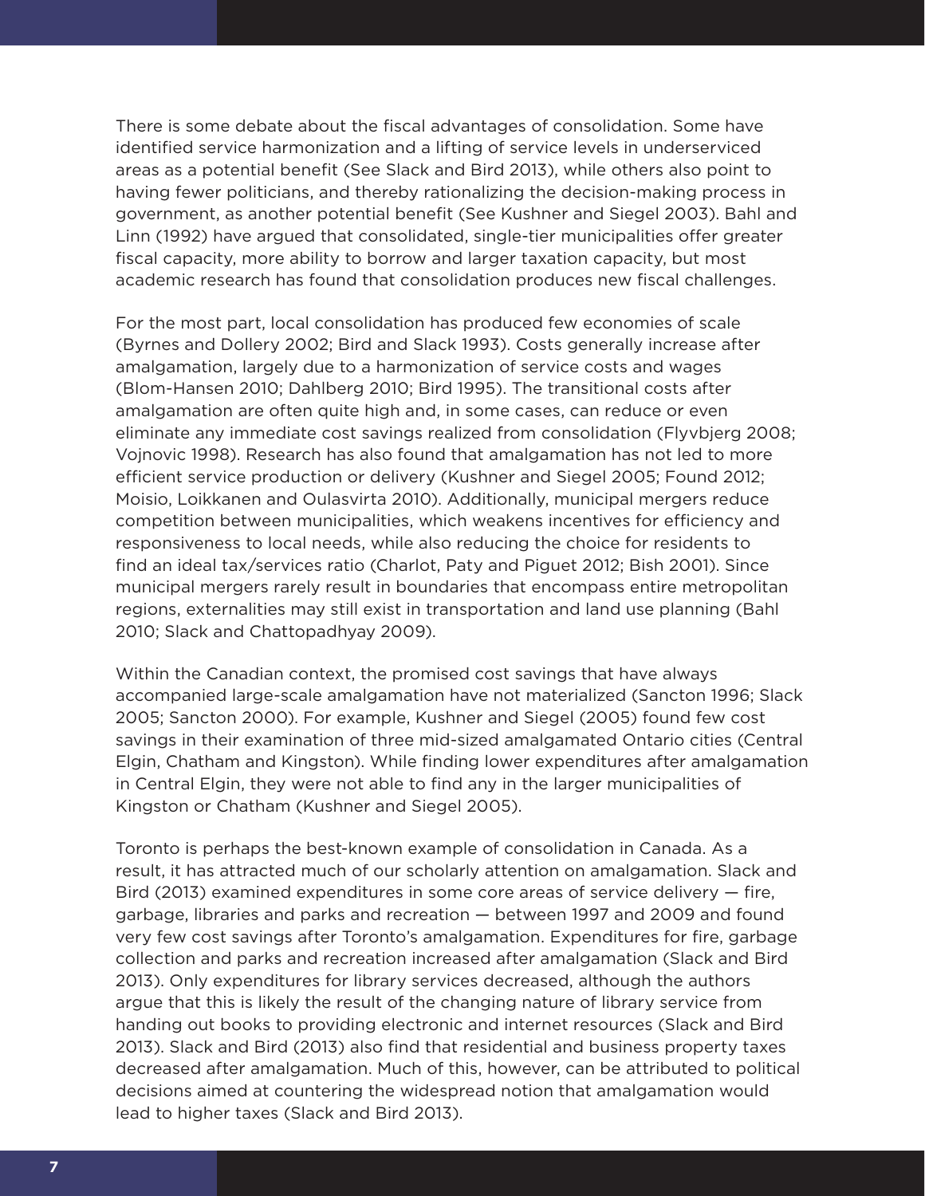There is some debate about the fiscal advantages of consolidation. Some have identified service harmonization and a lifting of service levels in underserviced areas as a potential benefit (See Slack and Bird 2013), while others also point to having fewer politicians, and thereby rationalizing the decision-making process in government, as another potential benefit (See Kushner and Siegel 2003). Bahl and Linn (1992) have argued that consolidated, single-tier municipalities offer greater fiscal capacity, more ability to borrow and larger taxation capacity, but most academic research has found that consolidation produces new fiscal challenges.

For the most part, local consolidation has produced few economies of scale (Byrnes and Dollery 2002; Bird and Slack 1993). Costs generally increase after amalgamation, largely due to a harmonization of service costs and wages (Blom-Hansen 2010; Dahlberg 2010; Bird 1995). The transitional costs after amalgamation are often quite high and, in some cases, can reduce or even eliminate any immediate cost savings realized from consolidation (Flyvbjerg 2008; Vojnovic 1998). Research has also found that amalgamation has not led to more efficient service production or delivery (Kushner and Siegel 2005; Found 2012; Moisio, Loikkanen and Oulasvirta 2010). Additionally, municipal mergers reduce competition between municipalities, which weakens incentives for efficiency and responsiveness to local needs, while also reducing the choice for residents to find an ideal tax/services ratio (Charlot, Paty and Piguet 2012; Bish 2001). Since municipal mergers rarely result in boundaries that encompass entire metropolitan regions, externalities may still exist in transportation and land use planning (Bahl 2010; Slack and Chattopadhyay 2009).

Within the Canadian context, the promised cost savings that have always accompanied large-scale amalgamation have not materialized (Sancton 1996; Slack 2005; Sancton 2000). For example, Kushner and Siegel (2005) found few cost savings in their examination of three mid-sized amalgamated Ontario cities (Central Elgin, Chatham and Kingston). While finding lower expenditures after amalgamation in Central Elgin, they were not able to find any in the larger municipalities of Kingston or Chatham (Kushner and Siegel 2005).

Toronto is perhaps the best-known example of consolidation in Canada. As a result, it has attracted much of our scholarly attention on amalgamation. Slack and Bird (2013) examined expenditures in some core areas of service delivery — fire, garbage, libraries and parks and recreation — between 1997 and 2009 and found very few cost savings after Toronto's amalgamation. Expenditures for fire, garbage collection and parks and recreation increased after amalgamation (Slack and Bird 2013). Only expenditures for library services decreased, although the authors argue that this is likely the result of the changing nature of library service from handing out books to providing electronic and internet resources (Slack and Bird 2013). Slack and Bird (2013) also find that residential and business property taxes decreased after amalgamation. Much of this, however, can be attributed to political decisions aimed at countering the widespread notion that amalgamation would lead to higher taxes (Slack and Bird 2013).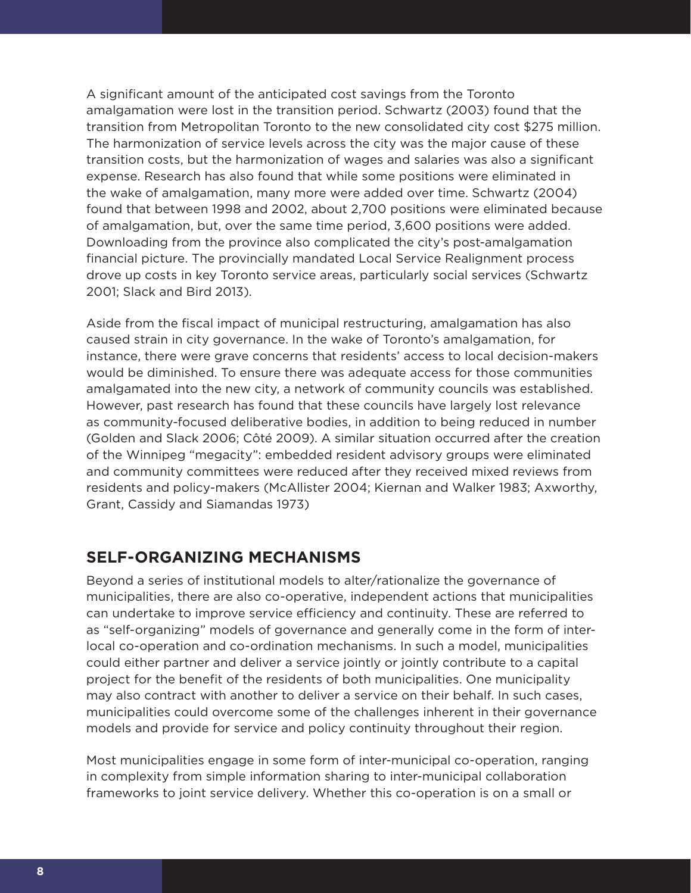A significant amount of the anticipated cost savings from the Toronto amalgamation were lost in the transition period. Schwartz (2003) found that the transition from Metropolitan Toronto to the new consolidated city cost $275 million. The harmonization of service levels across the city was the major cause of these transition costs, but the harmonization of wages and salaries was also a significant expense. Research has also found that while some positions were eliminated in the wake of amalgamation, many more were added over time. Schwartz (2004) found that between 1998 and 2002, about 2,700 positions were eliminated because of amalgamation, but, over the same time period, 3,600 positions were added. Downloading from the province also complicated the city's post-amalgamation financial picture. The provincially mandated Local Service Realignment process drove up costs in key Toronto service areas, particularly social services (Schwartz 2001; Slack and Bird 2013).

Aside from the fiscal impact of municipal restructuring, amalgamation has also caused strain in city governance. In the wake of Toronto's amalgamation, for instance, there were grave concerns that residents' access to local decision-makers would be diminished. To ensure there was adequate access for those communities amalgamated into the new city, a network of community councils was established. However, past research has found that these councils have largely lost relevance as community-focused deliberative bodies, in addition to being reduced in number (Golden and Slack 2006; Côté 2009). A similar situation occurred after the creation of the Winnipeg "megacity": embedded resident advisory groups were eliminated and community committees were reduced after they received mixed reviews from residents and policy-makers (McAllister 2004; Kiernan and Walker 1983; Axworthy, Grant, Cassidy and Siamandas 1973)

## SELF-ORGANIZING MECHANISMS

Beyond a series of institutional models to alter/rationalize the governance of municipalities, there are also co-operative, independent actions that municipalities can undertake to improve service efficiency and continuity. These are referred to as "self-organizing" models of governance and generally come in the form of inter-local co-operation and co-ordination mechanisms. In such a model, municipalities could either partner and deliver a service jointly or jointly contribute to a capital project for the benefit of the residents of both municipalities. One municipality may also contract with another to deliver a service on their behalf. In such cases, municipalities could overcome some of the challenges inherent in their governance models and provide for service and policy continuity throughout their region.

Most municipalities engage in some form of inter-municipal co-operation, ranging in complexity from simple information sharing to inter-municipal collaboration frameworks to joint service delivery. Whether this co-operation is on a small or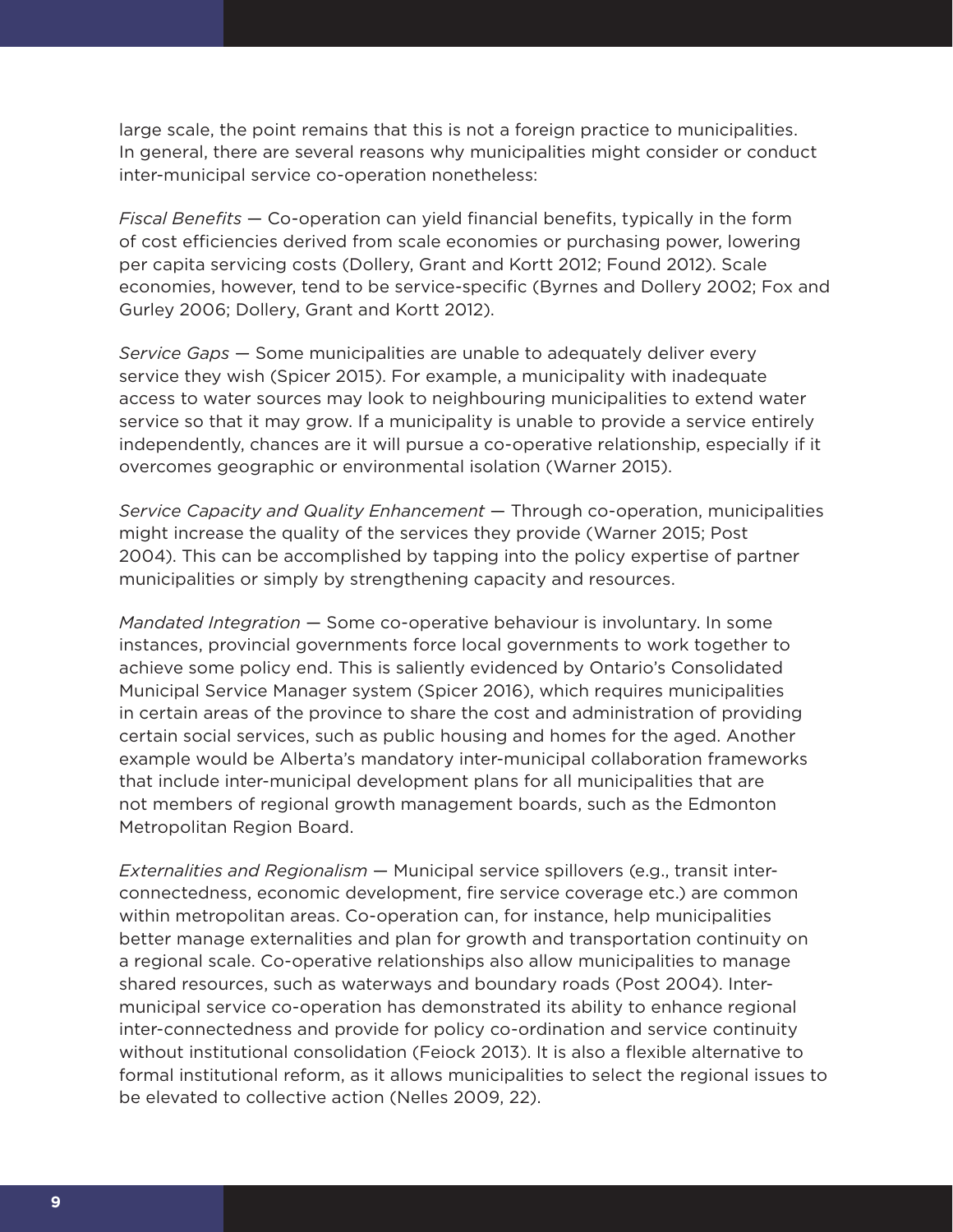large scale, the point remains that this is not a foreign practice to municipalities. In general, there are several reasons why municipalities might consider or conduct inter-municipal service co-operation nonetheless:

*Fiscal Benefits* — Co-operation can yield financial benefits, typically in the form of cost efficiencies derived from scale economies or purchasing power, lowering per capita servicing costs (Dollery, Grant and Kortt 2012; Found 2012). Scale economies, however, tend to be service-specific (Byrnes and Dollery 2002; Fox and Gurley 2006; Dollery, Grant and Kortt 2012).

*Service Gaps* — Some municipalities are unable to adequately deliver every service they wish (Spicer 2015). For example, a municipality with inadequate access to water sources may look to neighbouring municipalities to extend water service so that it may grow. If a municipality is unable to provide a service entirely independently, chances are it will pursue a co-operative relationship, especially if it overcomes geographic or environmental isolation (Warner 2015).

*Service Capacity and Quality Enhancement* — Through co-operation, municipalities might increase the quality of the services they provide (Warner 2015; Post 2004). This can be accomplished by tapping into the policy expertise of partner municipalities or simply by strengthening capacity and resources.

*Mandated Integration* — Some co-operative behaviour is involuntary. In some instances, provincial governments force local governments to work together to achieve some policy end. This is saliently evidenced by Ontario's Consolidated Municipal Service Manager system (Spicer 2016), which requires municipalities in certain areas of the province to share the cost and administration of providing certain social services, such as public housing and homes for the aged. Another example would be Alberta's mandatory inter-municipal collaboration frameworks that include inter-municipal development plans for all municipalities that are not members of regional growth management boards, such as the Edmonton Metropolitan Region Board.

*Externalities and Regionalism* — Municipal service spillovers (e.g., transit inter-connectedness, economic development, fire service coverage etc.) are common within metropolitan areas. Co-operation can, for instance, help municipalities better manage externalities and plan for growth and transportation continuity on a regional scale. Co-operative relationships also allow municipalities to manage shared resources, such as waterways and boundary roads (Post 2004). Inter-municipal service co-operation has demonstrated its ability to enhance regional inter-connectedness and provide for policy co-ordination and service continuity without institutional consolidation (Feiock 2013). It is also a flexible alternative to formal institutional reform, as it allows municipalities to select the regional issues to be elevated to collective action (Nelles 2009, 22).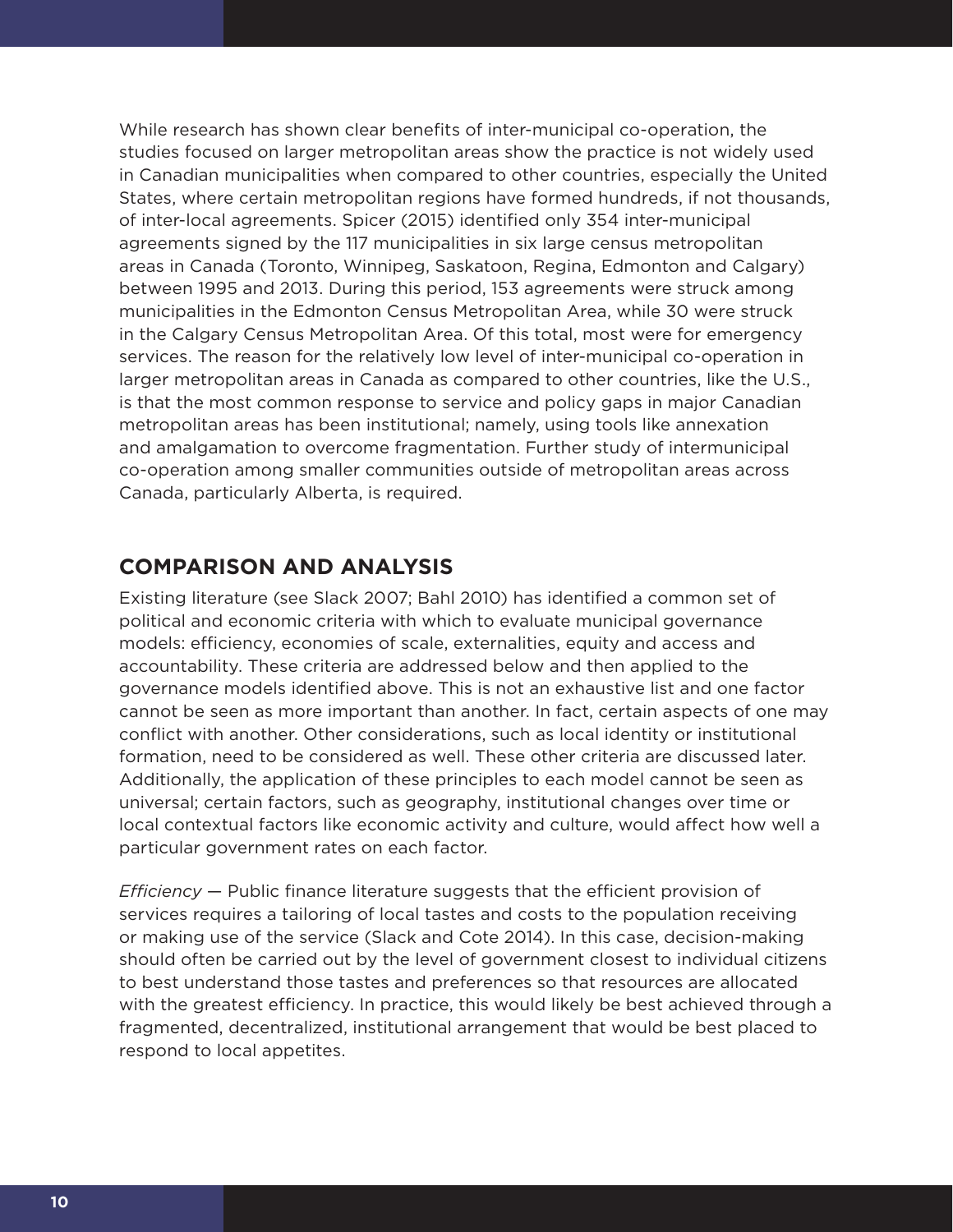While research has shown clear benefits of inter-municipal co-operation, the studies focused on larger metropolitan areas show the practice is not widely used in Canadian municipalities when compared to other countries, especially the United States, where certain metropolitan regions have formed hundreds, if not thousands, of inter-local agreements. Spicer (2015) identified only 354 inter-municipal agreements signed by the 117 municipalities in six large census metropolitan areas in Canada (Toronto, Winnipeg, Saskatoon, Regina, Edmonton and Calgary) between 1995 and 2013. During this period, 153 agreements were struck among municipalities in the Edmonton Census Metropolitan Area, while 30 were struck in the Calgary Census Metropolitan Area. Of this total, most were for emergency services. The reason for the relatively low level of inter-municipal co-operation in larger metropolitan areas in Canada as compared to other countries, like the U.S., is that the most common response to service and policy gaps in major Canadian metropolitan areas has been institutional; namely, using tools like annexation and amalgamation to overcome fragmentation. Further study of intermunicipal co-operation among smaller communities outside of metropolitan areas across Canada, particularly Alberta, is required.

## COMPARISON AND ANALYSIS

Existing literature (see Slack 2007; Bahl 2010) has identified a common set of political and economic criteria with which to evaluate municipal governance models: efficiency, economies of scale, externalities, equity and access and accountability. These criteria are addressed below and then applied to the governance models identified above. This is not an exhaustive list and one factor cannot be seen as more important than another. In fact, certain aspects of one may conflict with another. Other considerations, such as local identity or institutional formation, need to be considered as well. These other criteria are discussed later. Additionally, the application of these principles to each model cannot be seen as universal; certain factors, such as geography, institutional changes over time or local contextual factors like economic activity and culture, would affect how well a particular government rates on each factor.

*Efficiency* — Public finance literature suggests that the efficient provision of services requires a tailoring of local tastes and costs to the population receiving or making use of the service (Slack and Cote 2014). In this case, decision-making should often be carried out by the level of government closest to individual citizens to best understand those tastes and preferences so that resources are allocated with the greatest efficiency. In practice, this would likely be best achieved through a fragmented, decentralized, institutional arrangement that would be best placed to respond to local appetites.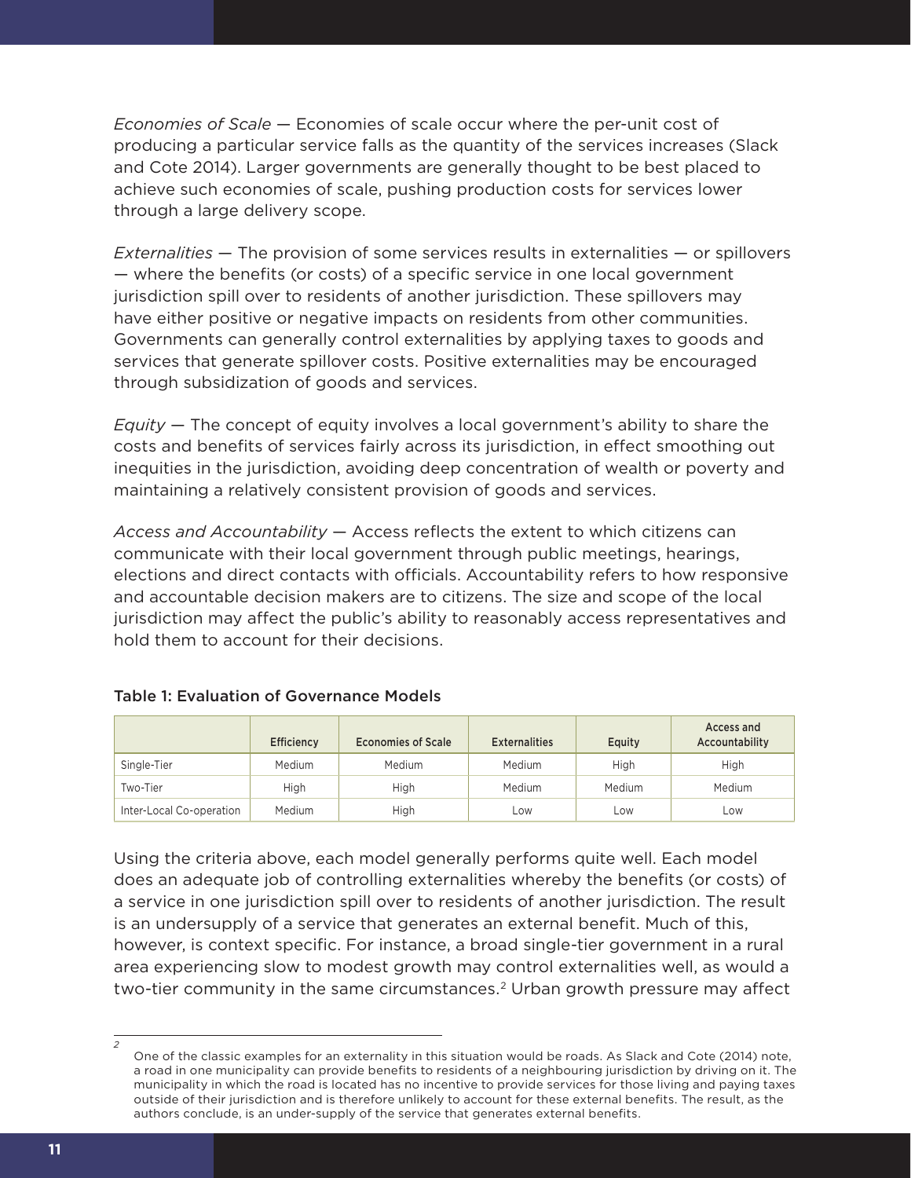*Economies of Scale* — Economies of scale occur where the per-unit cost of producing a particular service falls as the quantity of the services increases (Slack and Cote 2014). Larger governments are generally thought to be best placed to achieve such economies of scale, pushing production costs for services lower through a large delivery scope.

*Externalities* — The provision of some services results in externalities — or spillovers — where the benefits (or costs) of a specific service in one local government jurisdiction spill over to residents of another jurisdiction. These spillovers may have either positive or negative impacts on residents from other communities. Governments can generally control externalities by applying taxes to goods and services that generate spillover costs. Positive externalities may be encouraged through subsidization of goods and services.

*Equity* — The concept of equity involves a local government's ability to share the costs and benefits of services fairly across its jurisdiction, in effect smoothing out inequities in the jurisdiction, avoiding deep concentration of wealth or poverty and maintaining a relatively consistent provision of goods and services.

*Access and Accountability* — Access reflects the extent to which citizens can communicate with their local government through public meetings, hearings, elections and direct contacts with officials. Accountability refers to how responsive and accountable decision makers are to citizens. The size and scope of the local jurisdiction may affect the public's ability to reasonably access representatives and hold them to account for their decisions.

Table 1: Evaluation of Governance Models

| | Efficiency | Economies of Scale | Externalities | Equity | Access and Accountability |
|---|---|---|---|---|---|
| Single-Tier | Medium | Medium | Medium | High | High |
| Two-Tier | High | High | Medium | Medium | Medium |
| Inter-Local Co-operation | Medium | High | Low | Low | Low |

Using the criteria above, each model generally performs quite well. Each model does an adequate job of controlling externalities whereby the benefits (or costs) of a service in one jurisdiction spill over to residents of another jurisdiction. The result is an undersupply of a service that generates an external benefit. Much of this, however, is context specific. For instance, a broad single-tier government in a rural area experiencing slow to modest growth may control externalities well, as would a two-tier community in the same circumstances.[2] Urban growth pressure may affect

[2] One of the classic examples for an externality in this situation would be roads. As Slack and Cote (2014) note, a road in one municipality can provide benefits to residents of a neighbouring jurisdiction by driving on it. The municipality in which the road is located has no incentive to provide services for those living and paying taxes outside of their jurisdiction and is therefore unlikely to account for these external benefits. The result, as the authors conclude, is an under-supply of the service that generates external benefits.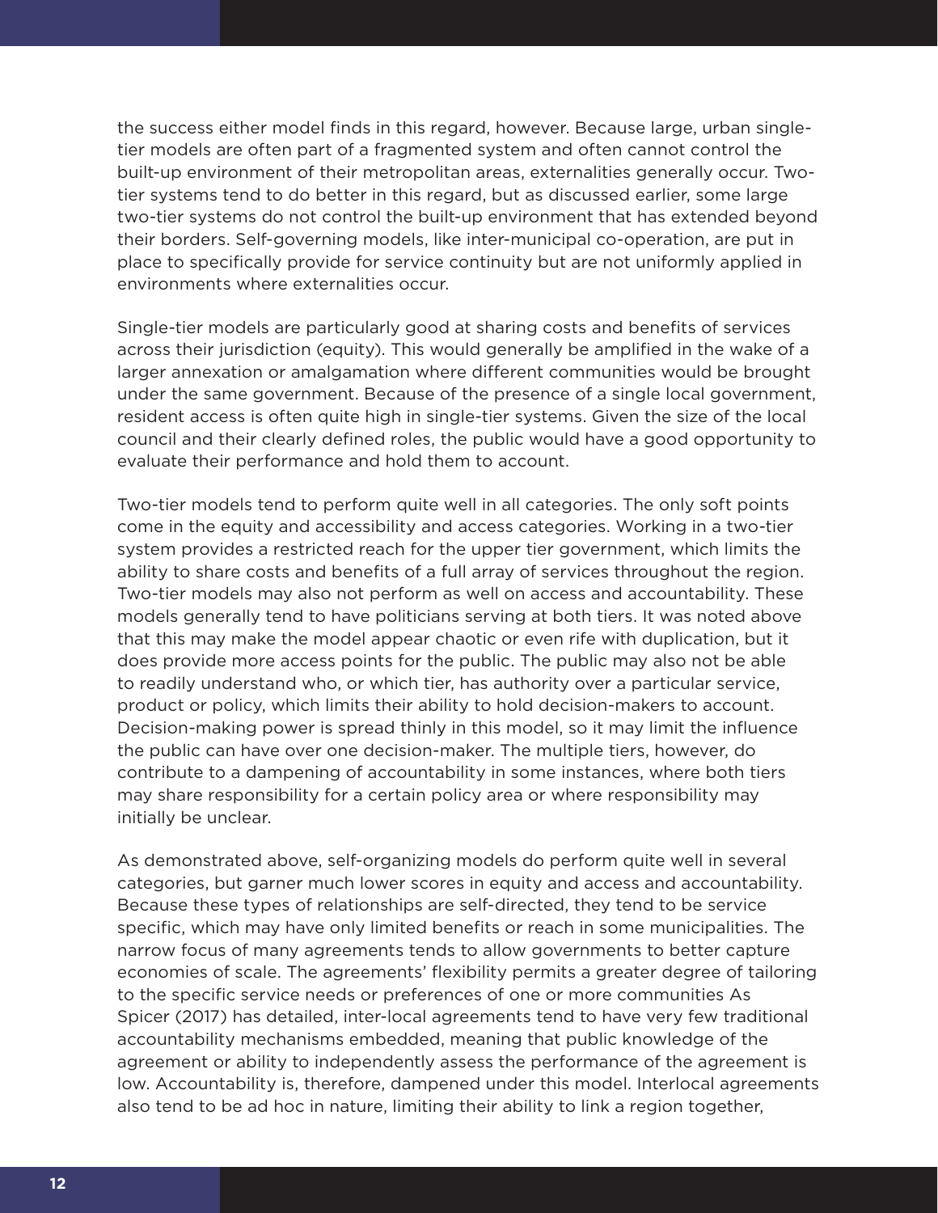the success either model finds in this regard, however. Because large, urban single-tier models are often part of a fragmented system and often cannot control the built-up environment of their metropolitan areas, externalities generally occur. Two-tier systems tend to do better in this regard, but as discussed earlier, some large two-tier systems do not control the built-up environment that has extended beyond their borders. Self-governing models, like inter-municipal co-operation, are put in place to specifically provide for service continuity but are not uniformly applied in environments where externalities occur.

Single-tier models are particularly good at sharing costs and benefits of services across their jurisdiction (equity). This would generally be amplified in the wake of a larger annexation or amalgamation where different communities would be brought under the same government. Because of the presence of a single local government, resident access is often quite high in single-tier systems. Given the size of the local council and their clearly defined roles, the public would have a good opportunity to evaluate their performance and hold them to account.

Two-tier models tend to perform quite well in all categories. The only soft points come in the equity and accessibility and access categories. Working in a two-tier system provides a restricted reach for the upper tier government, which limits the ability to share costs and benefits of a full array of services throughout the region. Two-tier models may also not perform as well on access and accountability. These models generally tend to have politicians serving at both tiers. It was noted above that this may make the model appear chaotic or even rife with duplication, but it does provide more access points for the public. The public may also not be able to readily understand who, or which tier, has authority over a particular service, product or policy, which limits their ability to hold decision-makers to account. Decision-making power is spread thinly in this model, so it may limit the influence the public can have over one decision-maker. The multiple tiers, however, do contribute to a dampening of accountability in some instances, where both tiers may share responsibility for a certain policy area or where responsibility may initially be unclear.

As demonstrated above, self-organizing models do perform quite well in several categories, but garner much lower scores in equity and access and accountability. Because these types of relationships are self-directed, they tend to be service specific, which may have only limited benefits or reach in some municipalities. The narrow focus of many agreements tends to allow governments to better capture economies of scale. The agreements' flexibility permits a greater degree of tailoring to the specific service needs or preferences of one or more communities As Spicer (2017) has detailed, inter-local agreements tend to have very few traditional accountability mechanisms embedded, meaning that public knowledge of the agreement or ability to independently assess the performance of the agreement is low. Accountability is, therefore, dampened under this model. Interlocal agreements also tend to be ad hoc in nature, limiting their ability to link a region together,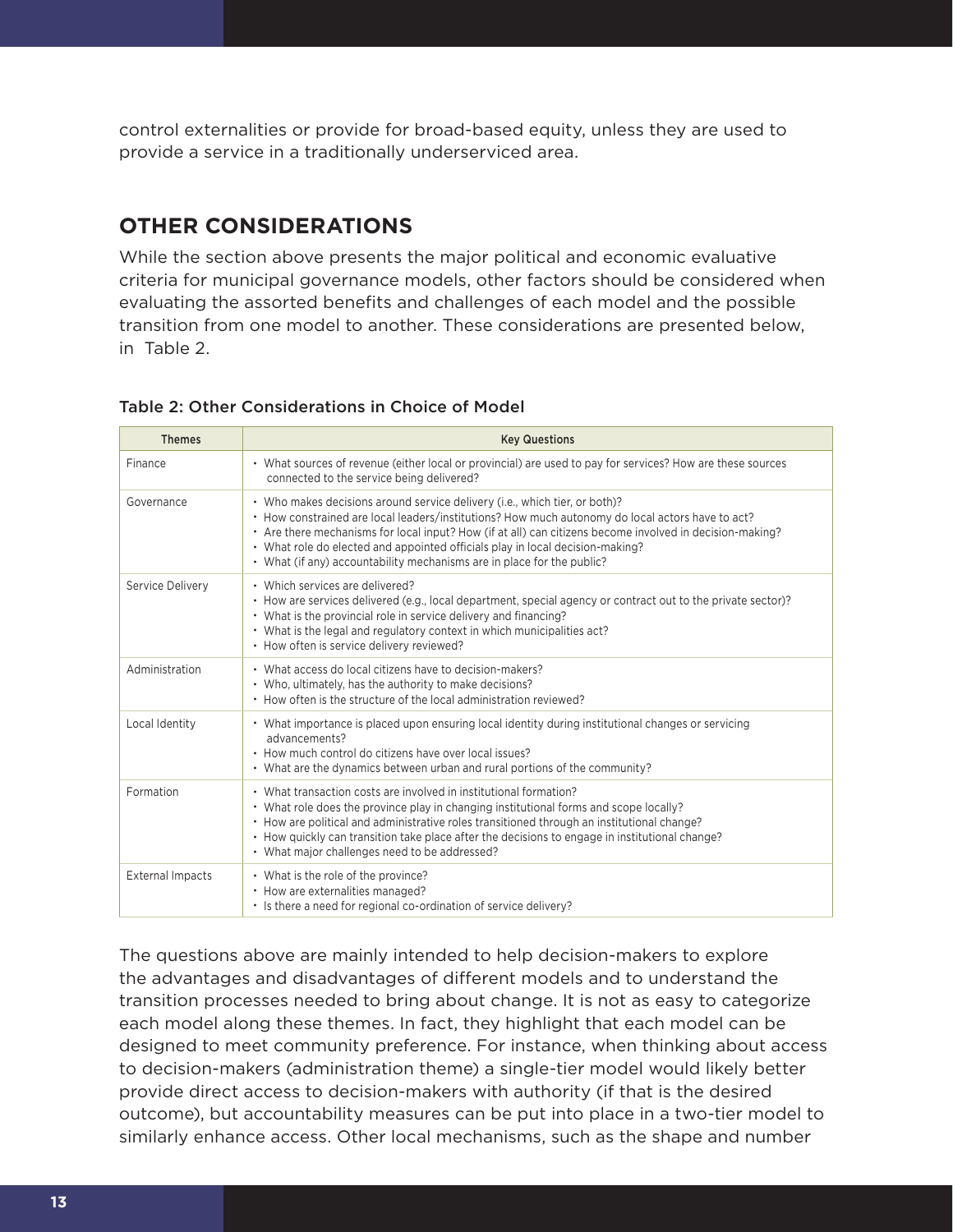control externalities or provide for broad-based equity, unless they are used to provide a service in a traditionally underserviced area.

## OTHER CONSIDERATIONS

While the section above presents the major political and economic evaluative criteria for municipal governance models, other factors should be considered when evaluating the assorted benefits and challenges of each model and the possible transition from one model to another. These considerations are presented below, in Table 2.

Table 2: Other Considerations in Choice of Model

| Themes | Key Questions |
|---|---|
| Finance | • What sources of revenue (either local or provincial) are used to pay for services? How are these sources connected to the service being delivered? |
| Governance | • Who makes decisions around service delivery (i.e., which tier, or both)?<br>• How constrained are local leaders/institutions? How much autonomy do local actors have to act?<br>• Are there mechanisms for local input? How (if at all) can citizens become involved in decision-making?<br>• What role do elected and appointed officials play in local decision-making?<br>• What (if any) accountability mechanisms are in place for the public? |
| Service Delivery | • Which services are delivered?<br>• How are services delivered (e.g., local department, special agency or contract out to the private sector)?<br>• What is the provincial role in service delivery and financing?<br>• What is the legal and regulatory context in which municipalities act?<br>• How often is service delivery reviewed? |
| Administration | • What access do local citizens have to decision-makers?<br>• Who, ultimately, has the authority to make decisions?<br>• How often is the structure of the local administration reviewed? |
| Local Identity | • What importance is placed upon ensuring local identity during institutional changes or servicing advancements?<br>• How much control do citizens have over local issues?<br>• What are the dynamics between urban and rural portions of the community? |
| Formation | • What transaction costs are involved in institutional formation?<br>• What role does the province play in changing institutional forms and scope locally?<br>• How are political and administrative roles transitioned through an institutional change?<br>• How quickly can transition take place after the decisions to engage in institutional change?<br>• What major challenges need to be addressed? |
| External Impacts | • What is the role of the province?<br>• How are externalities managed?<br>• Is there a need for regional co-ordination of service delivery? |

The questions above are mainly intended to help decision-makers to explore the advantages and disadvantages of different models and to understand the transition processes needed to bring about change. It is not as easy to categorize each model along these themes. In fact, they highlight that each model can be designed to meet community preference. For instance, when thinking about access to decision-makers (administration theme) a single-tier model would likely better provide direct access to decision-makers with authority (if that is the desired outcome), but accountability measures can be put into place in a two-tier model to similarly enhance access. Other local mechanisms, such as the shape and number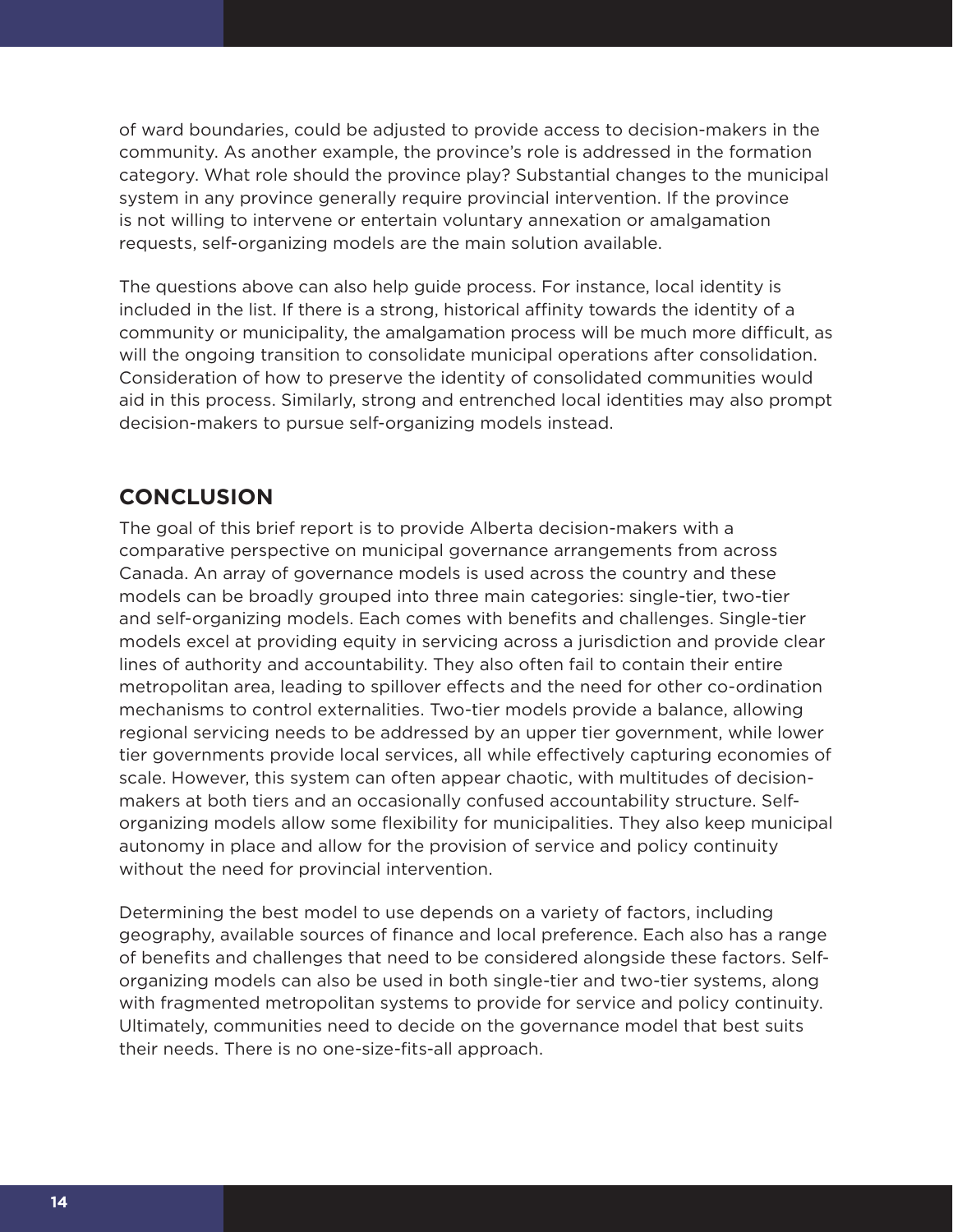of ward boundaries, could be adjusted to provide access to decision-makers in the community. As another example, the province's role is addressed in the formation category. What role should the province play? Substantial changes to the municipal system in any province generally require provincial intervention. If the province is not willing to intervene or entertain voluntary annexation or amalgamation requests, self-organizing models are the main solution available.

The questions above can also help guide process. For instance, local identity is included in the list. If there is a strong, historical affinity towards the identity of a community or municipality, the amalgamation process will be much more difficult, as will the ongoing transition to consolidate municipal operations after consolidation. Consideration of how to preserve the identity of consolidated communities would aid in this process. Similarly, strong and entrenched local identities may also prompt decision-makers to pursue self-organizing models instead.

## CONCLUSION

The goal of this brief report is to provide Alberta decision-makers with a comparative perspective on municipal governance arrangements from across Canada. An array of governance models is used across the country and these models can be broadly grouped into three main categories: single-tier, two-tier and self-organizing models. Each comes with benefits and challenges. Single-tier models excel at providing equity in servicing across a jurisdiction and provide clear lines of authority and accountability. They also often fail to contain their entire metropolitan area, leading to spillover effects and the need for other co-ordination mechanisms to control externalities. Two-tier models provide a balance, allowing regional servicing needs to be addressed by an upper tier government, while lower tier governments provide local services, all while effectively capturing economies of scale. However, this system can often appear chaotic, with multitudes of decision-makers at both tiers and an occasionally confused accountability structure. Self-organizing models allow some flexibility for municipalities. They also keep municipal autonomy in place and allow for the provision of service and policy continuity without the need for provincial intervention.

Determining the best model to use depends on a variety of factors, including geography, available sources of finance and local preference. Each also has a range of benefits and challenges that need to be considered alongside these factors. Self-organizing models can also be used in both single-tier and two-tier systems, along with fragmented metropolitan systems to provide for service and policy continuity. Ultimately, communities need to decide on the governance model that best suits their needs. There is no one-size-fits-all approach.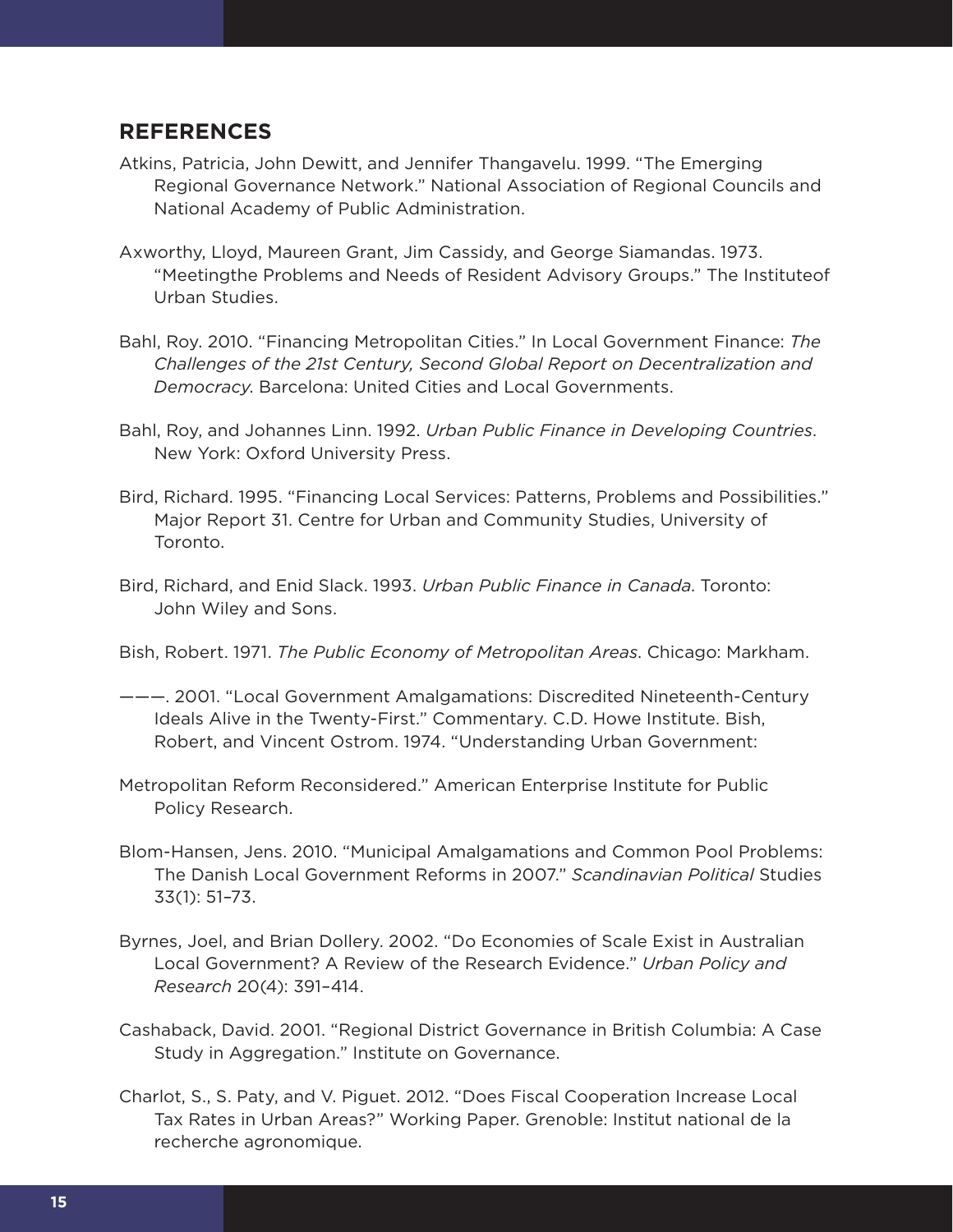## REFERENCES

Atkins, Patricia, John Dewitt, and Jennifer Thangavelu. 1999. "The Emerging Regional Governance Network." National Association of Regional Councils and National Academy of Public Administration.

Axworthy, Lloyd, Maureen Grant, Jim Cassidy, and George Siamandas. 1973. "Meetingthe Problems and Needs of Resident Advisory Groups." The Instituteof Urban Studies.

Bahl, Roy. 2010. "Financing Metropolitan Cities." In Local Government Finance: *The Challenges of the 21st Century, Second Global Report on Decentralization and Democracy*. Barcelona: United Cities and Local Governments.

Bahl, Roy, and Johannes Linn. 1992. *Urban Public Finance in Developing Countries*. New York: Oxford University Press.

Bird, Richard. 1995. "Financing Local Services: Patterns, Problems and Possibilities." Major Report 31. Centre for Urban and Community Studies, University of Toronto.

Bird, Richard, and Enid Slack. 1993. *Urban Public Finance in Canada*. Toronto: John Wiley and Sons.

Bish, Robert. 1971. *The Public Economy of Metropolitan Areas*. Chicago: Markham.

———. 2001. "Local Government Amalgamations: Discredited Nineteenth-Century Ideals Alive in the Twenty-First." Commentary. C.D. Howe Institute. Bish, Robert, and Vincent Ostrom. 1974. "Understanding Urban Government:

Metropolitan Reform Reconsidered." American Enterprise Institute for Public Policy Research.

Blom-Hansen, Jens. 2010. "Municipal Amalgamations and Common Pool Problems: The Danish Local Government Reforms in 2007." *Scandinavian Political* Studies 33(1): 51–73.

Byrnes, Joel, and Brian Dollery. 2002. "Do Economies of Scale Exist in Australian Local Government? A Review of the Research Evidence." *Urban Policy and Research* 20(4): 391–414.

Cashaback, David. 2001. "Regional District Governance in British Columbia: A Case Study in Aggregation." Institute on Governance.

Charlot, S., S. Paty, and V. Piguet. 2012. "Does Fiscal Cooperation Increase Local Tax Rates in Urban Areas?" Working Paper. Grenoble: Institut national de la recherche agronomique.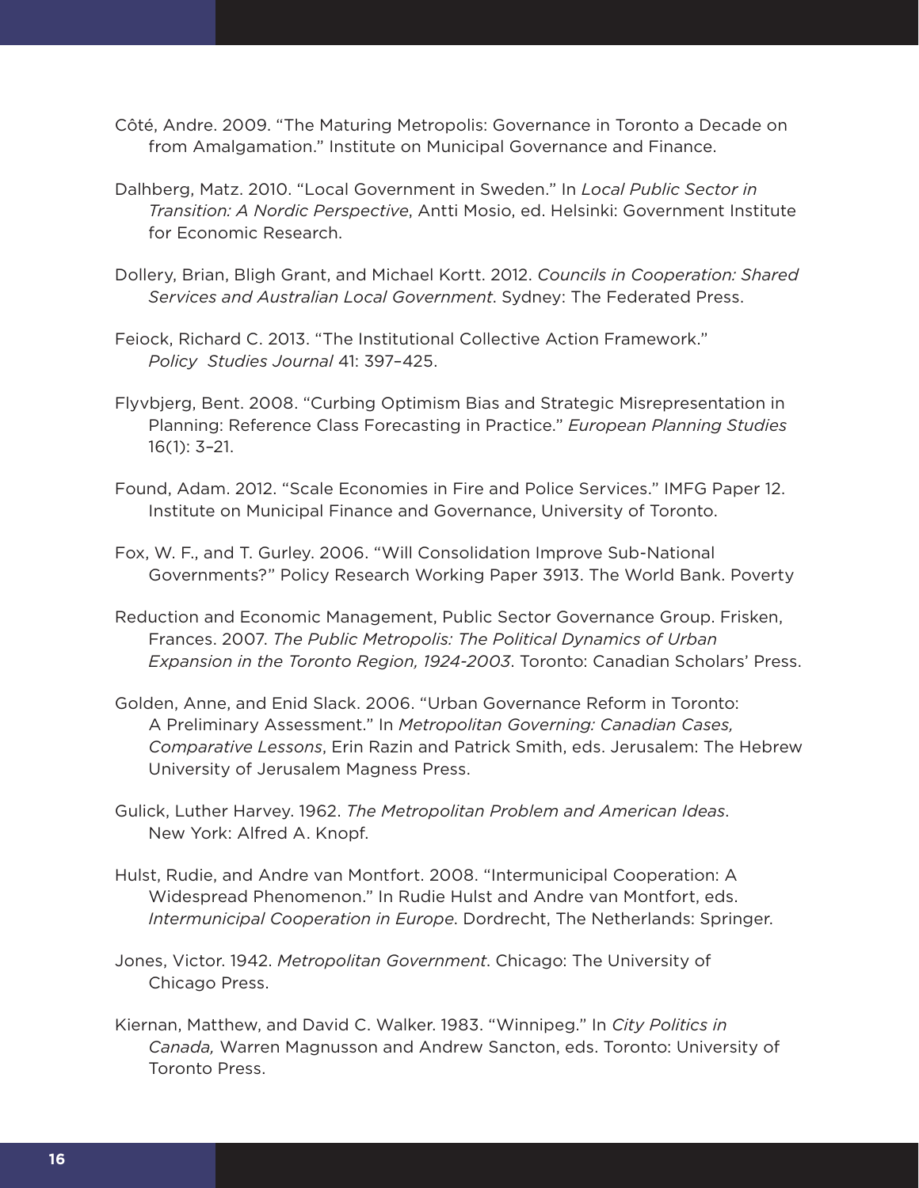Côté, Andre. 2009. "The Maturing Metropolis: Governance in Toronto a Decade on from Amalgamation." Institute on Municipal Governance and Finance.

Dalhberg, Matz. 2010. "Local Government in Sweden." In *Local Public Sector in Transition: A Nordic Perspective*, Antti Mosio, ed. Helsinki: Government Institute for Economic Research.

Dollery, Brian, Bligh Grant, and Michael Kortt. 2012. *Councils in Cooperation: Shared Services and Australian Local Government*. Sydney: The Federated Press.

Feiock, Richard C. 2013. "The Institutional Collective Action Framework." *Policy Studies Journal* 41: 397–425.

Flyvbjerg, Bent. 2008. "Curbing Optimism Bias and Strategic Misrepresentation in Planning: Reference Class Forecasting in Practice." *European Planning Studies* 16(1): 3–21.

Found, Adam. 2012. "Scale Economies in Fire and Police Services." IMFG Paper 12. Institute on Municipal Finance and Governance, University of Toronto.

Fox, W. F., and T. Gurley. 2006. "Will Consolidation Improve Sub-National Governments?" Policy Research Working Paper 3913. The World Bank. Poverty

Reduction and Economic Management, Public Sector Governance Group. Frisken, Frances. 2007. *The Public Metropolis: The Political Dynamics of Urban Expansion in the Toronto Region, 1924-2003*. Toronto: Canadian Scholars' Press.

Golden, Anne, and Enid Slack. 2006. "Urban Governance Reform in Toronto: A Preliminary Assessment." In *Metropolitan Governing: Canadian Cases, Comparative Lessons*, Erin Razin and Patrick Smith, eds. Jerusalem: The Hebrew University of Jerusalem Magness Press.

Gulick, Luther Harvey. 1962. *The Metropolitan Problem and American Ideas*. New York: Alfred A. Knopf.

Hulst, Rudie, and Andre van Montfort. 2008. "Intermunicipal Cooperation: A Widespread Phenomenon." In Rudie Hulst and Andre van Montfort, eds. *Intermunicipal Cooperation in Europe*. Dordrecht, The Netherlands: Springer.

Jones, Victor. 1942. *Metropolitan Government*. Chicago: The University of Chicago Press.

Kiernan, Matthew, and David C. Walker. 1983. "Winnipeg." In *City Politics in Canada,* Warren Magnusson and Andrew Sancton, eds. Toronto: University of Toronto Press.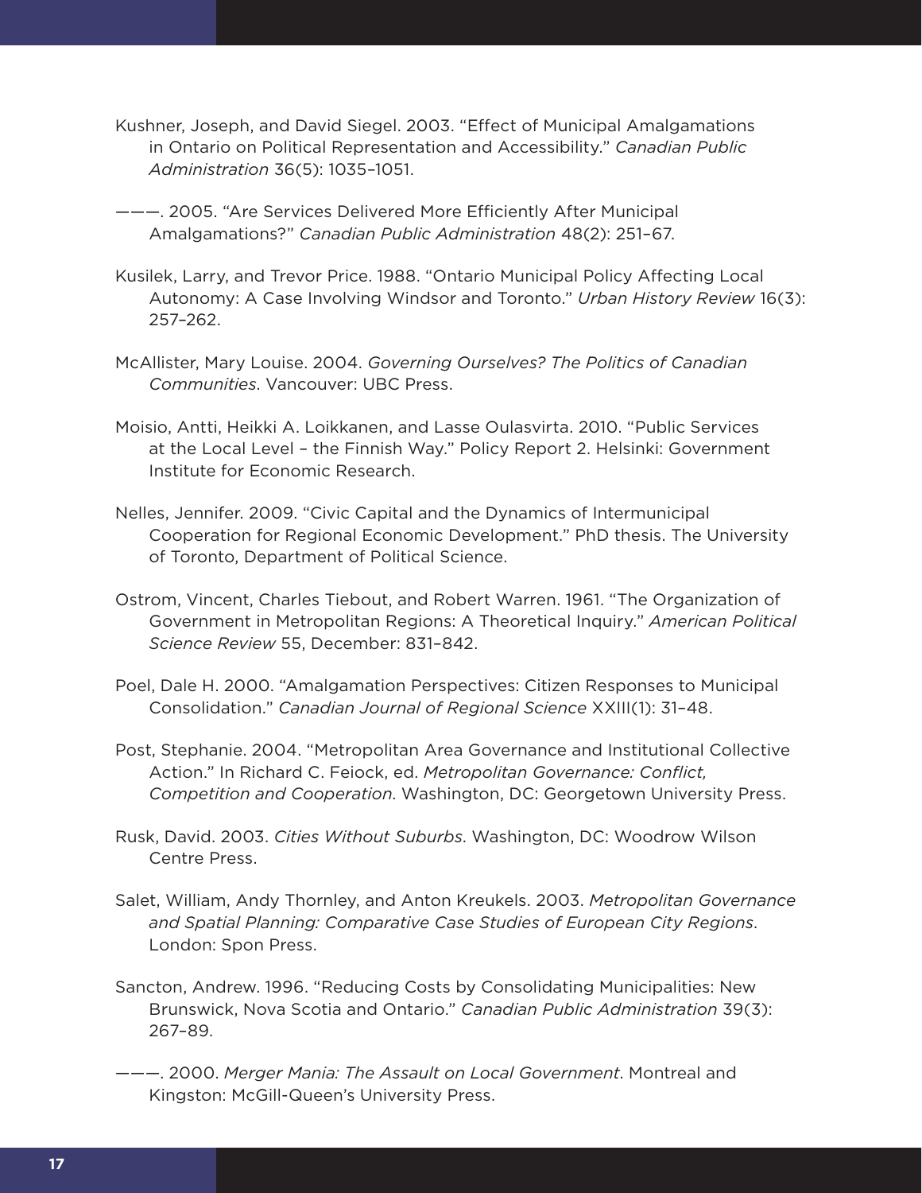Kushner, Joseph, and David Siegel. 2003. "Effect of Municipal Amalgamations in Ontario on Political Representation and Accessibility." *Canadian Public Administration* 36(5): 1035–1051.

———. 2005. "Are Services Delivered More Efficiently After Municipal Amalgamations?" *Canadian Public Administration* 48(2): 251–67.

Kusilek, Larry, and Trevor Price. 1988. "Ontario Municipal Policy Affecting Local Autonomy: A Case Involving Windsor and Toronto." *Urban History Review* 16(3): 257–262.

McAllister, Mary Louise. 2004. *Governing Ourselves? The Politics of Canadian Communities*. Vancouver: UBC Press.

Moisio, Antti, Heikki A. Loikkanen, and Lasse Oulasvirta. 2010. "Public Services at the Local Level – the Finnish Way." Policy Report 2. Helsinki: Government Institute for Economic Research.

Nelles, Jennifer. 2009. "Civic Capital and the Dynamics of Intermunicipal Cooperation for Regional Economic Development." PhD thesis. The University of Toronto, Department of Political Science.

Ostrom, Vincent, Charles Tiebout, and Robert Warren. 1961. "The Organization of Government in Metropolitan Regions: A Theoretical Inquiry." *American Political Science Review* 55, December: 831–842.

Poel, Dale H. 2000. "Amalgamation Perspectives: Citizen Responses to Municipal Consolidation." *Canadian Journal of Regional Science* XXIII(1): 31–48.

Post, Stephanie. 2004. "Metropolitan Area Governance and Institutional Collective Action." In Richard C. Feiock, ed. *Metropolitan Governance: Conflict, Competition and Cooperation*. Washington, DC: Georgetown University Press.

Rusk, David. 2003. *Cities Without Suburbs*. Washington, DC: Woodrow Wilson Centre Press.

Salet, William, Andy Thornley, and Anton Kreukels. 2003. *Metropolitan Governance and Spatial Planning: Comparative Case Studies of European City Regions*. London: Spon Press.

Sancton, Andrew. 1996. "Reducing Costs by Consolidating Municipalities: New Brunswick, Nova Scotia and Ontario." *Canadian Public Administration* 39(3): 267–89.

———. 2000. *Merger Mania: The Assault on Local Government*. Montreal and Kingston: McGill-Queen's University Press.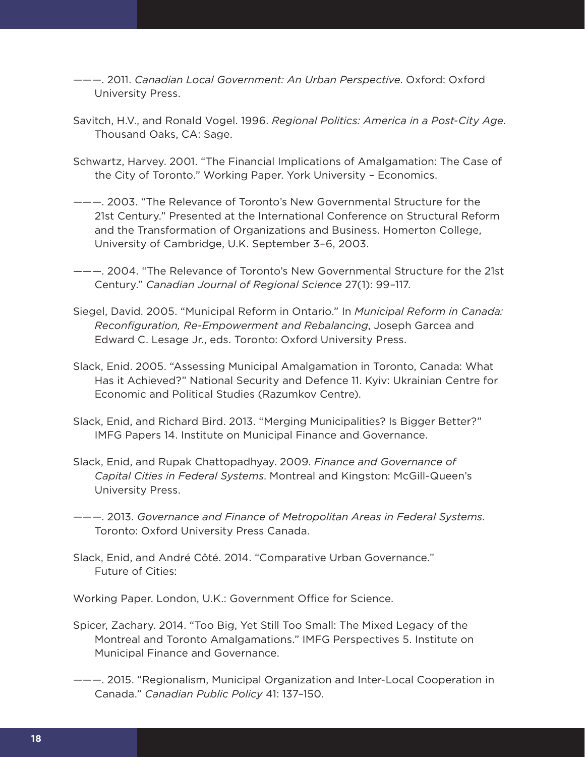———. 2011. *Canadian Local Government: An Urban Perspective*. Oxford: Oxford University Press.

Savitch, H.V., and Ronald Vogel. 1996. *Regional Politics: America in a Post-City Age*. Thousand Oaks, CA: Sage.

Schwartz, Harvey. 2001. "The Financial Implications of Amalgamation: The Case of the City of Toronto." Working Paper. York University – Economics.

———. 2003. "The Relevance of Toronto's New Governmental Structure for the 21st Century." Presented at the International Conference on Structural Reform and the Transformation of Organizations and Business. Homerton College, University of Cambridge, U.K. September 3–6, 2003.

———. 2004. "The Relevance of Toronto's New Governmental Structure for the 21st Century." *Canadian Journal of Regional Science* 27(1): 99–117.

Siegel, David. 2005. "Municipal Reform in Ontario." In *Municipal Reform in Canada: Reconfiguration, Re-Empowerment and Rebalancing*, Joseph Garcea and Edward C. Lesage Jr., eds. Toronto: Oxford University Press.

Slack, Enid. 2005. "Assessing Municipal Amalgamation in Toronto, Canada: What Has it Achieved?" National Security and Defence 11. Kyiv: Ukrainian Centre for Economic and Political Studies (Razumkov Centre).

Slack, Enid, and Richard Bird. 2013. "Merging Municipalities? Is Bigger Better?" IMFG Papers 14. Institute on Municipal Finance and Governance.

Slack, Enid, and Rupak Chattopadhyay. 2009. *Finance and Governance of Capital Cities in Federal Systems*. Montreal and Kingston: McGill-Queen's University Press.

———. 2013. *Governance and Finance of Metropolitan Areas in Federal Systems*. Toronto: Oxford University Press Canada.

Slack, Enid, and André Côté. 2014. "Comparative Urban Governance." Future of Cities:

Working Paper. London, U.K.: Government Office for Science.

Spicer, Zachary. 2014. "Too Big, Yet Still Too Small: The Mixed Legacy of the Montreal and Toronto Amalgamations." IMFG Perspectives 5. Institute on Municipal Finance and Governance.

———. 2015. "Regionalism, Municipal Organization and Inter-Local Cooperation in Canada." *Canadian Public Policy* 41: 137–150.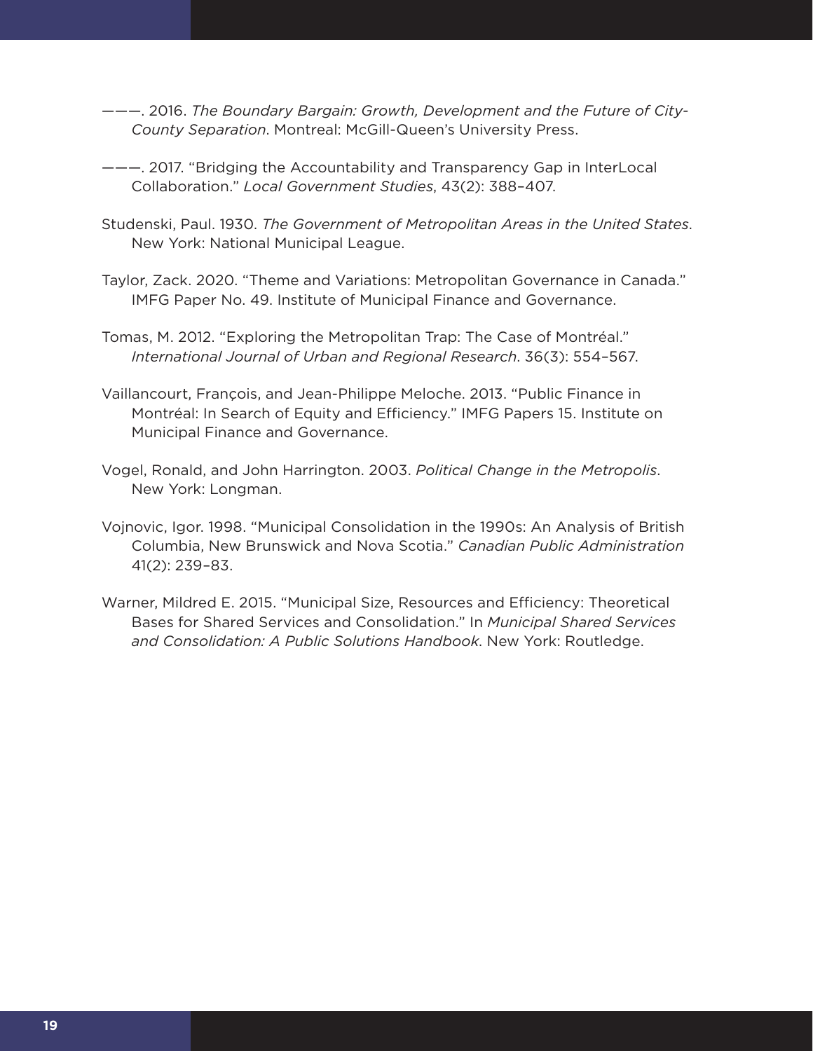———. 2016. *The Boundary Bargain: Growth, Development and the Future of City-County Separation*. Montreal: McGill-Queen's University Press.

———. 2017. "Bridging the Accountability and Transparency Gap in InterLocal Collaboration." *Local Government Studies*, 43(2): 388–407.

Studenski, Paul. 1930. *The Government of Metropolitan Areas in the United States*. New York: National Municipal League.

Taylor, Zack. 2020. "Theme and Variations: Metropolitan Governance in Canada." IMFG Paper No. 49. Institute of Municipal Finance and Governance.

Tomas, M. 2012. "Exploring the Metropolitan Trap: The Case of Montréal." *International Journal of Urban and Regional Research*. 36(3): 554–567.

Vaillancourt, François, and Jean-Philippe Meloche. 2013. "Public Finance in Montréal: In Search of Equity and Efficiency." IMFG Papers 15. Institute on Municipal Finance and Governance.

Vogel, Ronald, and John Harrington. 2003. *Political Change in the Metropolis*. New York: Longman.

Vojnovic, Igor. 1998. "Municipal Consolidation in the 1990s: An Analysis of British Columbia, New Brunswick and Nova Scotia." *Canadian Public Administration* 41(2): 239–83.

Warner, Mildred E. 2015. "Municipal Size, Resources and Efficiency: Theoretical Bases for Shared Services and Consolidation." In *Municipal Shared Services and Consolidation: A Public Solutions Handbook*. New York: Routledge.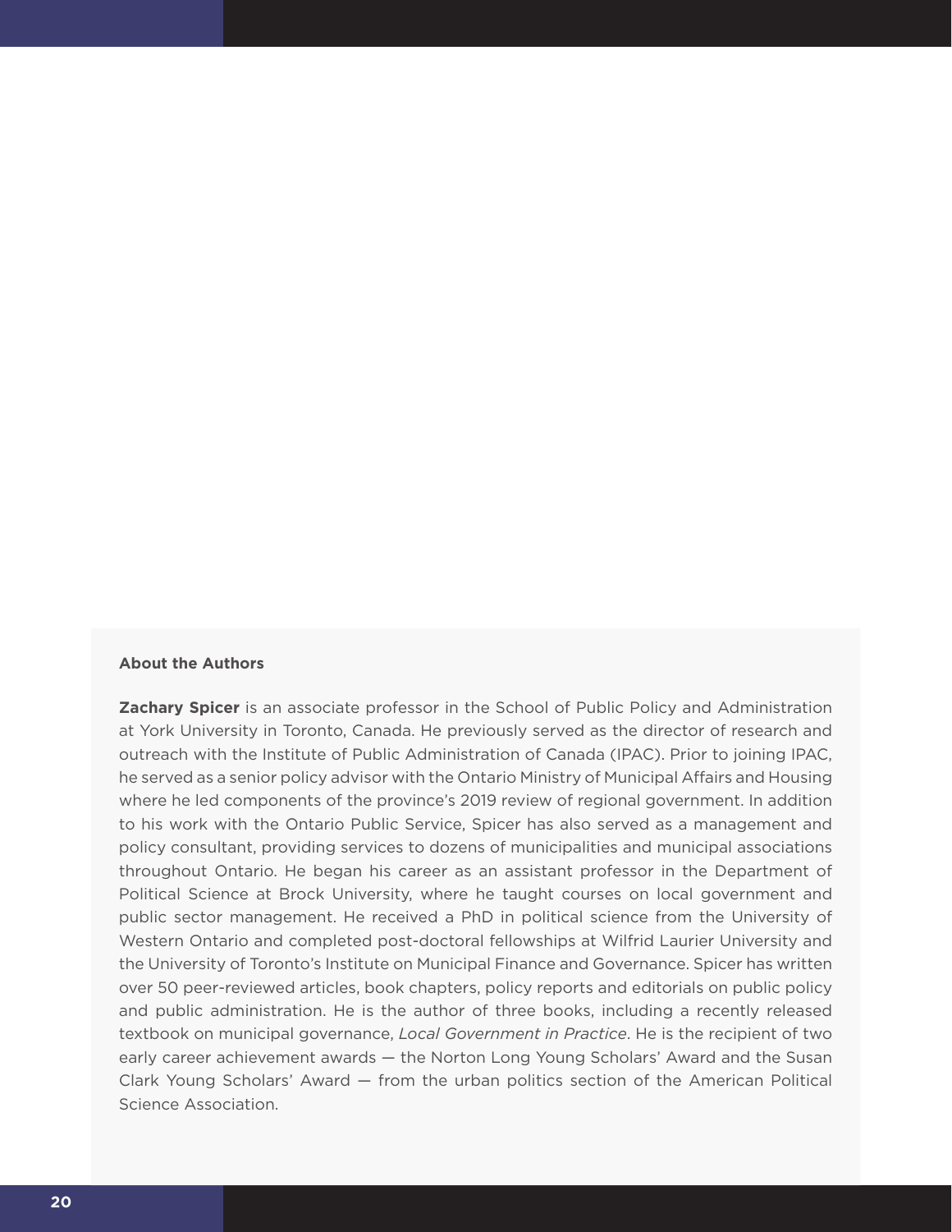**About the Authors**

**Zachary Spicer** is an associate professor in the School of Public Policy and Administration at York University in Toronto, Canada. He previously served as the director of research and outreach with the Institute of Public Administration of Canada (IPAC). Prior to joining IPAC, he served as a senior policy advisor with the Ontario Ministry of Municipal Affairs and Housing where he led components of the province's 2019 review of regional government. In addition to his work with the Ontario Public Service, Spicer has also served as a management and policy consultant, providing services to dozens of municipalities and municipal associations throughout Ontario. He began his career as an assistant professor in the Department of Political Science at Brock University, where he taught courses on local government and public sector management. He received a PhD in political science from the University of Western Ontario and completed post-doctoral fellowships at Wilfrid Laurier University and the University of Toronto's Institute on Municipal Finance and Governance. Spicer has written over 50 peer-reviewed articles, book chapters, policy reports and editorials on public policy and public administration. He is the author of three books, including a recently released textbook on municipal governance, *Local Government in Practice*. He is the recipient of two early career achievement awards — the Norton Long Young Scholars' Award and the Susan Clark Young Scholars' Award — from the urban politics section of the American Political Science Association.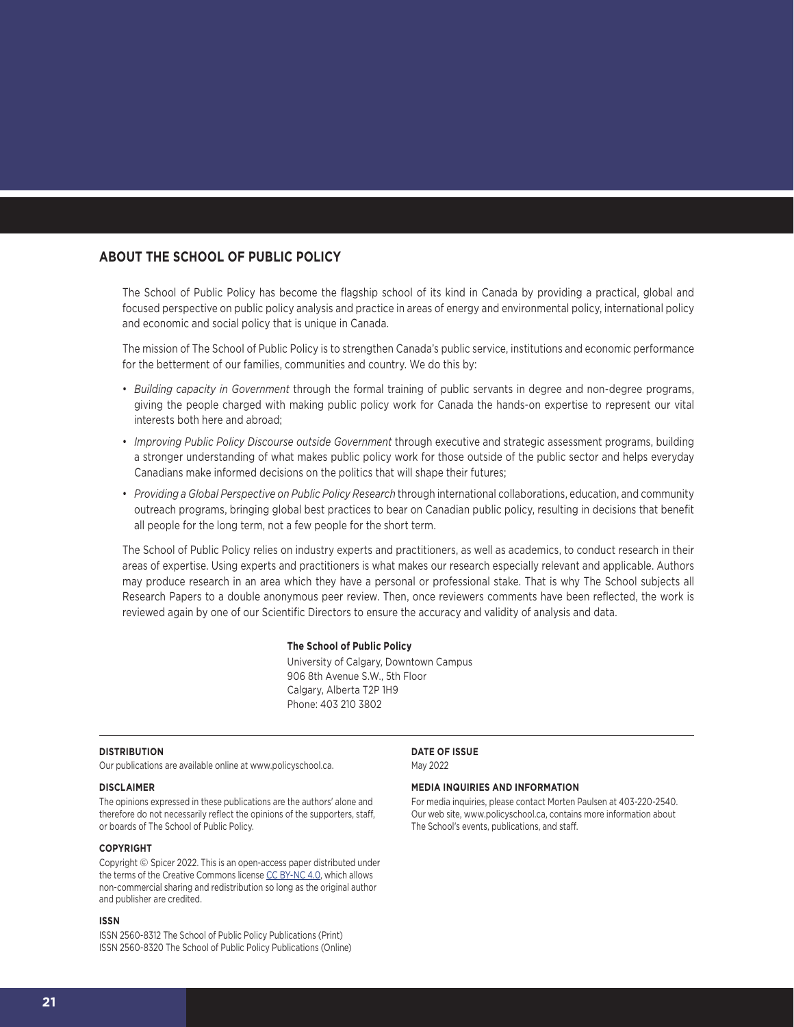## ABOUT THE SCHOOL OF PUBLIC POLICY

The School of Public Policy has become the flagship school of its kind in Canada by providing a practical, global and focused perspective on public policy analysis and practice in areas of energy and environmental policy, international policy and economic and social policy that is unique in Canada.

The mission of The School of Public Policy is to strengthen Canada's public service, institutions and economic performance for the betterment of our families, communities and country. We do this by:

- *Building capacity in Government* through the formal training of public servants in degree and non-degree programs, giving the people charged with making public policy work for Canada the hands-on expertise to represent our vital interests both here and abroad;
- *Improving Public Policy Discourse outside Government* through executive and strategic assessment programs, building a stronger understanding of what makes public policy work for those outside of the public sector and helps everyday Canadians make informed decisions on the politics that will shape their futures;
- *Providing a Global Perspective on Public Policy Research* through international collaborations, education, and community outreach programs, bringing global best practices to bear on Canadian public policy, resulting in decisions that benefit all people for the long term, not a few people for the short term.

The School of Public Policy relies on industry experts and practitioners, as well as academics, to conduct research in their areas of expertise. Using experts and practitioners is what makes our research especially relevant and applicable. Authors may produce research in an area which they have a personal or professional stake. That is why The School subjects all Research Papers to a double anonymous peer review. Then, once reviewers comments have been reflected, the work is reviewed again by one of our Scientific Directors to ensure the accuracy and validity of analysis and data.

**The School of Public Policy**
University of Calgary, Downtown Campus
906 8th Avenue S.W., 5th Floor
Calgary, Alberta T2P 1H9
Phone: 403 210 3802

**DISTRIBUTION**
Our publications are available online at www.policyschool.ca.

**DISCLAIMER**
The opinions expressed in these publications are the authors' alone and therefore do not necessarily reflect the opinions of the supporters, staff, or boards of The School of Public Policy.

**COPYRIGHT**
Copyright © Spicer 2022. This is an open-access paper distributed under the terms of the Creative Commons license CC BY-NC 4.0, which allows non-commercial sharing and redistribution so long as the original author and publisher are credited.

**ISSN**
ISSN 2560-8312 The School of Public Policy Publications (Print)
ISSN 2560-8320 The School of Public Policy Publications (Online)

**DATE OF ISSUE**
May 2022

**MEDIA INQUIRIES AND INFORMATION**
For media inquiries, please contact Morten Paulsen at 403-220-2540. Our web site, www.policyschool.ca, contains more information about The School's events, publications, and staff.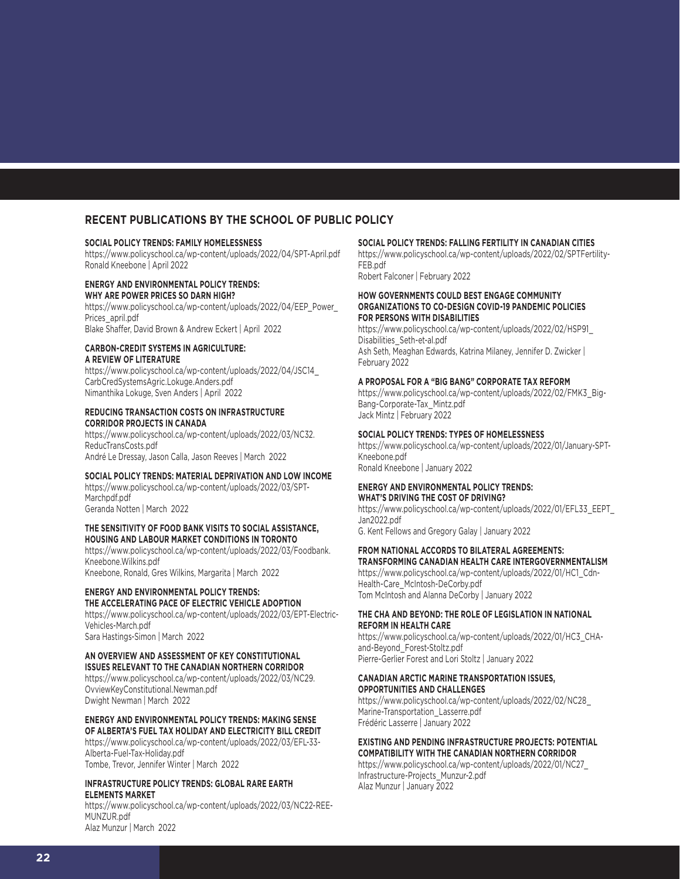## RECENT PUBLICATIONS BY THE SCHOOL OF PUBLIC POLICY

**SOCIAL POLICY TRENDS: FAMILY HOMELESSNESS**
https://www.policyschool.ca/wp-content/uploads/2022/04/SPT-April.pdf
Ronald Kneebone | April 2022

**ENERGY AND ENVIRONMENTAL POLICY TRENDS: WHY ARE POWER PRICES SO DARN HIGH?**
https://www.policyschool.ca/wp-content/uploads/2022/04/EEP_Power_Prices_april.pdf
Blake Shaffer, David Brown & Andrew Eckert | April 2022

**CARBON-CREDIT SYSTEMS IN AGRICULTURE: A REVIEW OF LITERATURE**
https://www.policyschool.ca/wp-content/uploads/2022/04/JSC14_CarbCredSystemsAgric.Lokuge.Anders.pdf
Nimanthika Lokuge, Sven Anders | April 2022

**REDUCING TRANSACTION COSTS ON INFRASTRUCTURE CORRIDOR PROJECTS IN CANADA**
https://www.policyschool.ca/wp-content/uploads/2022/03/NC32.ReducTransCosts.pdf
André Le Dressay, Jason Calla, Jason Reeves | March 2022

**SOCIAL POLICY TRENDS: MATERIAL DEPRIVATION AND LOW INCOME**
https://www.policyschool.ca/wp-content/uploads/2022/03/SPT-Marchpdf.pdf
Geranda Notten | March 2022

**THE SENSITIVITY OF FOOD BANK VISITS TO SOCIAL ASSISTANCE, HOUSING AND LABOUR MARKET CONDITIONS IN TORONTO**
https://www.policyschool.ca/wp-content/uploads/2022/03/Foodbank.Kneebone.Wilkins.pdf
Kneebone, Ronald, Gres Wilkins, Margarita | March 2022

**ENERGY AND ENVIRONMENTAL POLICY TRENDS: THE ACCELERATING PACE OF ELECTRIC VEHICLE ADOPTION**
https://www.policyschool.ca/wp-content/uploads/2022/03/EPT-Electric-Vehicles-March.pdf
Sara Hastings-Simon | March 2022

**AN OVERVIEW AND ASSESSMENT OF KEY CONSTITUTIONAL ISSUES RELEVANT TO THE CANADIAN NORTHERN CORRIDOR**
https://www.policyschool.ca/wp-content/uploads/2022/03/NC29.OvviewKeyConstitutional.Newman.pdf
Dwight Newman | March 2022

**ENERGY AND ENVIRONMENTAL POLICY TRENDS: MAKING SENSE OF ALBERTA'S FUEL TAX HOLIDAY AND ELECTRICITY BILL CREDIT**
https://www.policyschool.ca/wp-content/uploads/2022/03/EFL-33-Alberta-Fuel-Tax-Holiday.pdf
Tombe, Trevor, Jennifer Winter | March 2022

**INFRASTRUCTURE POLICY TRENDS: GLOBAL RARE EARTH ELEMENTS MARKET**
https://www.policyschool.ca/wp-content/uploads/2022/03/NC22-REE-MUNZUR.pdf
Alaz Munzur | March 2022

**SOCIAL POLICY TRENDS: FALLING FERTILITY IN CANADIAN CITIES**
https://www.policyschool.ca/wp-content/uploads/2022/02/SPTFertility-FEB.pdf
Robert Falconer | February 2022

**HOW GOVERNMENTS COULD BEST ENGAGE COMMUNITY ORGANIZATIONS TO CO-DESIGN COVID-19 PANDEMIC POLICIES FOR PERSONS WITH DISABILITIES**
https://www.policyschool.ca/wp-content/uploads/2022/02/HSP91_Disabilities_Seth-et-al.pdf
Ash Seth, Meaghan Edwards, Katrina Milaney, Jennifer D. Zwicker | February 2022

**A PROPOSAL FOR A "BIG BANG" CORPORATE TAX REFORM**
https://www.policyschool.ca/wp-content/uploads/2022/02/FMK3_Big-Bang-Corporate-Tax_Mintz.pdf
Jack Mintz | February 2022

**SOCIAL POLICY TRENDS: TYPES OF HOMELESSNESS**
https://www.policyschool.ca/wp-content/uploads/2022/01/January-SPT-Kneebone.pdf
Ronald Kneebone | January 2022

**ENERGY AND ENVIRONMENTAL POLICY TRENDS: WHAT'S DRIVING THE COST OF DRIVING?**
https://www.policyschool.ca/wp-content/uploads/2022/01/EFL33_EEPT_Jan2022.pdf
G. Kent Fellows and Gregory Galay | January 2022

**FROM NATIONAL ACCORDS TO BILATERAL AGREEMENTS: TRANSFORMING CANADIAN HEALTH CARE INTERGOVERNMENTALISM**
https://www.policyschool.ca/wp-content/uploads/2022/01/HC1_Cdn-Health-Care_McIntosh-DeCorby.pdf
Tom McIntosh and Alanna DeCorby | January 2022

**THE CHA AND BEYOND: THE ROLE OF LEGISLATION IN NATIONAL REFORM IN HEALTH CARE**
https://www.policyschool.ca/wp-content/uploads/2022/01/HC3_CHA-and-Beyond_Forest-Stoltz.pdf
Pierre-Gerlier Forest and Lori Stoltz | January 2022

**CANADIAN ARCTIC MARINE TRANSPORTATION ISSUES, OPPORTUNITIES AND CHALLENGES**
https://www.policyschool.ca/wp-content/uploads/2022/02/NC28_Marine-Transportation_Lasserre.pdf
Frédéric Lasserre | January 2022

**EXISTING AND PENDING INFRASTRUCTURE PROJECTS: POTENTIAL COMPATIBILITY WITH THE CANADIAN NORTHERN CORRIDOR**
https://www.policyschool.ca/wp-content/uploads/2022/01/NC27_Infrastructure-Projects_Munzur-2.pdf
Alaz Munzur | January 2022